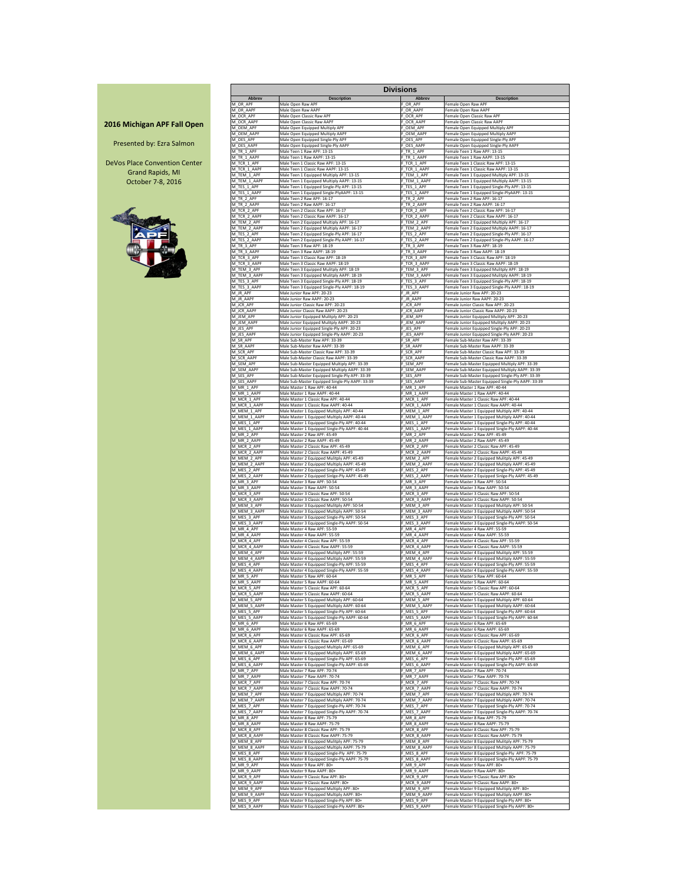**2016 Michigan APF Fall Open**

Presented by: Ezra Salmon

DeVos Place Convention Center
Grand Rapids, MI
October 7-8, 2016

## Divisions

| Abbrev | Description | Abbrev | Description |
|---|---|---|---|
| M_OR_APF | Male Open Raw APF | F_OR_APF | Female Open Raw APF |
| M_OR_AAPF | Male Open Raw AAPF | F_OR_AAPF | Female Open Raw AAPF |
| M_OCR_APF | Male Open Classic Raw APF | F_OCR_APF | Female Open Classic Raw APF |
| M_OCR_AAPF | Male Open Classic Raw AAPF | F_OCR_AAPF | Female Open Classic Raw AAPF |
| M_OEM_APF | Male Open Equipped Multiply APF | F_OEM_APF | Female Open Equipped Multiply APF |
| M_OEM_AAPF | Male Open Equipped Multiply AAPF | F_OEM_AAPF | Female Open Equipped Multiply AAPF |
| M_OES_APF | Male Open Equipped Single-Ply APF | F_OES_APF | Female Open Equipped Single-Ply APF |
| M_OES_AAPF | Male Open Equipped Single-Ply AAPF | F_OES_AAPF | Female Open Equipped Single-Ply AAPF |
| M_TR_1_APF | Male Teen 1 Raw APF: 13-15 | F_TR_1_APF | Female Teen 1 Raw APF: 13-15 |
| M_TR_1_AAPF | Male Teen 1 Raw AAPF: 13-15 | F_TR_1_AAPF | Female Teen 1 Raw AAPF: 13-15 |
| M_TCR_1_APF | Male Teen 1 Classic Raw APF: 13-15 | F_TCR_1_APF | Female Teen 1 Classic Raw APF: 13-15 |
| M_TCR_1_AAPF | Male Teen 1 Classic Raw AAPF: 13-15 | F_TCR_1_AAPF | Female Teen 1 Classic Raw AAPF: 13-15 |
| M_TEM_1_APF | Male Teen 1 Equipped Multiply APF: 13-15 | F_TEM_1_APF | Female Teen 1 Equipped Multiply APF: 13-15 |
| M_TEM_1_AAPF | Male Teen 1 Equipped Multiply AAPF: 13-15 | F_TEM_1_AAPF | Female Teen 1 Equipped Multiply AAPF: 13-15 |
| M_TES_1_APF | Male Teen 1 Equipped Single-Ply APF: 13-15 | F_TES_1_APF | Female Teen 1 Equipped Single-Ply APF: 13-15 |
| M_TES_1_AAPF | Male Teen 1 Equipped Single-PlyAAPF: 13-15 | F_TES_1_AAPF | Female Teen 1 Equipped Single-PlyAAPF: 13-15 |
| M_TR_2_APF | Male Teen 2 Raw APF: 16-17 | F_TR_2_APF | Female Teen 2 Raw APF: 16-17 |
| M_TR_2_AAPF | Male Teen 2 Raw AAPF: 16-17 | F_TR_2_AAPF | Female Teen 2 Raw AAPF: 16-17 |
| M_TCR_2_APF | Male Teen 2 Classic Raw APF: 16-17 | F_TCR_2_APF | Female Teen 2 Classic Raw APF: 16-17 |
| M_TCR_2_AAPF | Male Teen 2 Classic Raw AAPF: 16-17 | F_TCR_2_AAPF | Female Teen 2 Classic Raw AAPF: 16-17 |
| M_TEM_2_APF | Male Teen 2 Equipped Multiply APF: 16-17 | F_TEM_2_APF | Female Teen 2 Equipped Multiply APF: 16-17 |
| M_TEM_2_AAPF | Male Teen 2 Equipped Multiply AAPF: 16-17 | F_TEM_2_AAPF | Female Teen 2 Equipped Multiply AAPF: 16-17 |
| M_TES_2_APF | Male Teen 2 Equipped Single-Ply APF: 16-17 | F_TES_2_APF | Female Teen 2 Equipped Single-Ply APF: 16-17 |
| M_TES_2_AAPF | Male Teen 2 Equipped Single-Ply AAPF: 16-17 | F_TES_2_AAPF | Female Teen 2 Equipped Single-Ply AAPF: 16-17 |
| M_TR_3_APF | Male Teen 3 Raw APF: 18-19 | F_TR_3_APF | Female Teen 3 Raw APF: 18-19 |
| M_TR_3_AAPF | Male Teen 3 Raw AAPF: 18-19 | F_TR_3_AAPF | Female Teen 3 Raw AAPF: 18-19 |
| M_TCR_3_APF | Male Teen 3 Classic Raw APF: 18-19 | F_TCR_3_APF | Female Teen 3 Classic Raw APF: 18-19 |
| M_TCR_3_AAPF | Male Teen 3 Classic Raw AAPF: 18-19 | F_TCR_3_AAPF | Female Teen 3 Classic Raw AAPF: 18-19 |
| M_TEM_3_APF | Male Teen 3 Equipped Mulitply APF: 18-19 | F_TEM_3_APF | Female Teen 3 Equipped Mulitply APF: 18-19 |
| M_TEM_3_AAPF | Male Teen 3 Equipped Multiply AAPF: 18-19 | F_TEM_3_AAPF | Female Teen 3 Equipped Multiply AAPF: 18-19 |
| M_TES_3_APF | Male Teen 3 Equipped Single-Ply APF: 18-19 | F_TES_3_APF | Female Teen 3 Equipped Single-Ply APF: 18-19 |
| M_TES_3_AAPF | Male Teen 3 Equipped Single-Ply AAPF: 18-19 | F_TES_3_AAPF | Female Teen 3 Equipped Single-Ply AAPF: 18-19 |
| M_JR_APF | Male Junior Raw APF: 20-23 | F_JR_APF | Female Junior Raw APF: 20-23 |
| M_JR_AAPF | Male Junior Raw AAPF: 20-23 | F_JR_AAPF | Female Junior Raw AAPF: 20-23 |
| M_JCR_APF | Male Junior Classic Raw APF: 20-23 | F_JCR_APF | Female Junior Classic Raw APF: 20-23 |
| M_JCR_AAPF | Male Junior Classic Raw AAPF: 20-23 | F_JCR_AAPF | Female Junior Classic Raw AAPF: 20-23 |
| M_JEM_APF | Male Junior Equipped Mulitply APF: 20-23 | F_JEM_APF | Female Junior Equipped Mulitply APF: 20-23 |
| M_JEM_AAPF | Male Junior Equipped Multiply AAPF: 20-23 | F_JEM_AAPF | Female Junior Equipped Multiply AAPF: 20-23 |
| M_JES_APF | Male Junior Equipped Single-Ply APF: 20-23 | F_JES_APF | Female Junior Equipped Single-Ply APF: 20-23 |
| M_JES_AAPF | Male Junior Equipped Single-Ply AAPF: 20-23 | F_JES_AAPF | Female Junior Equipped Single-Ply AAPF: 20-23 |
| M_SR_APF | Male Sub-Master Raw APF: 33-39 | F_SR_APF | Female Sub-Master Raw APF: 33-39 |
| M_SR_AAPF | Male Sub-Master Raw AAPF: 33-39 | F_SR_AAPF | Female Sub-Master Raw AAPF: 33-39 |
| M_SCR_APF | Male Sub-Master Classic Raw APF: 33-39 | F_SCR_APF | Female Sub-Master Classic Raw APF: 33-39 |
| M_SCR_AAPF | Male Sub-Master Classic Raw AAPF: 33-39 | F_SCR_AAPF | Female Sub-Master Classic Raw AAPF: 33-39 |
| M_SEM_APF | Male Sub-Master Equipped Multiply APF: 33-39 | F_SEM_APF | Female Sub-Master Equipped Multiply APF: 33-39 |
| M_SEM_AAPF | Male Sub-Master Equipped Multiply AAPF: 33-39 | F_SEM_AAPF | Female Sub-Master Equipped Multiply AAPF: 33-39 |
| M_SES_APF | Male Sub-Master Equipped Single-Ply APF: 33-39 | F_SES_APF | Female Sub-Master Equipped Single-Ply APF: 33-39 |
| M_SES_AAPF | Male Sub-Master Equipped Single-Ply AAPF: 33-39 | F_SES_AAPF | Female Sub-Master Equipped Single-Ply AAPF: 33-39 |
| M_MR_1_APF | Male Master 1 Raw APF: 40-44 | F_MR_1_APF | Female Master 1 Raw APF: 40-44 |
| M_MR_1_AAPF | Male Master 1 Raw AAPF: 40-44 | F_MR_1_AAPF | Female Master 1 Raw AAPF: 40-44 |
| M_MCR_1_APF | Male Master 1 Classic Raw APF: 40-44 | F_MCR_1_APF | Female Master 1 Classic Raw APF: 40-44 |
| M_MCR_1_AAPF | Male Master 1 Classic Raw AAPF: 40-44 | F_MCR_1_AAPF | Female Master 1 Classic Raw AAPF: 40-44 |
| M_MEM_1_APF | Male Master 1 Equipped Multiply APF: 40-44 | F_MEM_1_APF | Female Master 1 Equipped Multiply APF: 40-44 |
| M_MEM_1_AAPF | Male Master 1 Equipped Multiply AAPF: 40-44 | F_MEM_1_AAPF | Female Master 1 Equipped Multiply AAPF: 40-44 |
| M_MES_1_APF | Male Master 1 Equipped Single-Ply APF: 40-44 | F_MES_1_APF | Female Master 1 Equipped Single-Ply APF: 40-44 |
| M_MES_1_AAPF | Male Master 1 Equipped Single-Ply AAPF: 40-44 | F_MES_1_AAPF | Female Master 1 Equipped Single-Ply AAPF: 40-44 |
| M_MR_2_APF | Male Master 2 Raw APF: 45-49 | F_MR_2_APF | Female Master 2 Raw APF: 45-49 |
| M_MR_2_AAPF | Male Master 2 Raw AAPF: 45-49 | F_MR_2_AAPF | Female Master 2 Raw AAPF: 45-49 |
| M_MCR_2_APF | Male Master 2 Classic Raw APF: 45-49 | F_MCR_2_APF | Female Master 2 Classic Raw APF: 45-49 |
| M_MCR_2_AAPF | Male Master 2 Classic Raw AAPF: 45-49 | F_MCR_2_AAPF | Female Master 2 Classic Raw AAPF: 45-49 |
| M_MEM_2_APF | Male Master 2 Equipped Mulitply APF: 45-49 | F_MEM_2_APF | Female Master 2 Equipped Mulitply APF: 45-49 |
| M_MEM_2_AAPF | Male Master 2 Equipped Multiply AAPF: 45-49 | F_MEM_2_AAPF | Female Master 2 Equipped Multiply AAPF: 45-49 |
| M_MES_2_APF | Male Master 2 Equipped Single-Ply APF: 45-49 | F_MES_2_APF | Female Master 2 Equipped Single-Ply APF: 45-49 |
| M_MES_2_AAPF | Male Master 2 Equipped Single-Ply AAPF: 45-49 | F_MES_2_AAPF | Female Master 2 Equipped Single-Ply AAPF: 45-49 |
| M_MR_3_APF | Male Master 3 Raw APF: 50-54 | F_MR_3_APF | Female Master 3 Raw APF: 50-54 |
| M_MR_3_AAPF | Male Master 3 Raw AAPF: 50-54 | F_MR_3_AAPF | Female Master 3 Raw AAPF: 50-54 |
| M_MCR_3_APF | Male Master 3 Classic Raw APF: 50-54 | F_MCR_3_APF | Female Master 3 Classic Raw APF: 50-54 |
| M_MCR_3_AAPF | Male Master 3 Classic Raw AAPF: 50-54 | F_MCR_3_AAPF | Female Master 3 Classic Raw AAPF: 50-54 |
| M_MEM_3_APF | Male Master 3 Equipped Multiply APF: 50-54 | F_MEM_3_APF | Female Master 3 Equipped Mulitply APF: 50-54 |
| M_MEM_3_AAPF | Male Master 3 Equipped Multiply AAPF: 50-54 | F_MEM_3_AAPF | Female Master 3 Equipped Multiply AAPF: 50-54 |
| M_MES_3_APF | Male Master 3 Equipped Single-Ply APF: 50-54 | F_MES_3_APF | Female Master 3 Equipped Single-Ply APF: 50-54 |
| M_MES_3_AAPF | Male Master 3 Equipped Single-Ply AAPF: 50-54 | F_MES_3_AAPF | Female Master 3 Equipped Single-Ply AAPF: 50-54 |
| M_MR_4_APF | Male Master 4 Raw APF: 55-59 | F_MR_4_APF | Female Master 4 Raw APF: 55-59 |
| M_MR_4_AAPF | Male Master 4 Raw AAPF: 55-59 | F_MR_4_AAPF | Female Master 4 Raw AAPF: 55-59 |
| M_MCR_4_APF | Male Master 4 Classic Raw APF: 55-59 | F_MCR_4_APF | Female Master 4 Classic Raw APF: 55-59 |
| M_MCR_4_AAPF | Male Master 4 Classic Raw AAPF: 55-59 | F_MCR_4_AAPF | Female Master 4 Classic Raw AAPF: 55-59 |
| M_MEM_4_APF | Male Master 4 Equipped Multiply APF: 55-59 | F_MEM_4_APF | Female Master 4 Equipped Multiply APF: 55-59 |
| M_MEM_4_AAPF | Male Master 4 Equipped Multiply AAPF: 55-59 | F_MEM_4_AAPF | Female Master 4 Equipped Multiply AAPF: 55-59 |
| M_MES_4_APF | Male Master 4 Equipped Single-Ply APF: 55-59 | F_MES_4_APF | Female Master 4 Equipped Single-Ply APF: 55-59 |
| M_MES_4_AAPF | Male Master 4 Equipped Single-Ply AAPF: 55-59 | F_MES_4_AAPF | Female Master 4 Equipped Single-Ply AAPF: 55-59 |
| M_MR_5_APF | Male Master 5 Raw APF: 60-64 | F_MR_5_APF | Female Master 5 Raw APF: 60-64 |
| M_MR_5_AAPF | Male Master 5 Raw AAPF: 60-64 | F_MR_5_AAPF | Female Master 5 Raw AAPF: 60-64 |
| M_MCR_5_APF | Male Master 5 Classic Raw APF: 60-64 | F_MCR_5_APF | Female Master 5 Classic Raw APF: 60-64 |
| M_MCR_5_AAPF | Male Master 5 Classic Raw AAPF: 60-64 | F_MCR_5_AAPF | Female Master 5 Classic Raw AAPF: 60-64 |
| M_MEM_5_APF | Male Master 5 Equipped Multiply APF: 60-64 | F_MEM_5_APF | Female Master 5 Equipped Multiply APF: 60-64 |
| M_MEM_5_AAPF | Male Master 5 Equipped Multiply AAPF: 60-64 | F_MEM_5_AAPF | Female Master 5 Equipped Multiply AAPF: 60-64 |
| M_MES_5_APF | Male Master 5 Equipped Single-Ply APF: 60-64 | F_MES_5_APF | Female Master 5 Equipped Single-Ply APF: 60-64 |
| M_MES_5_AAPF | Male Master 5 Equipped Single-Ply AAPF: 60-64 | F_MES_5_AAPF | Female Master 5 Equipped Single-Ply AAPF: 60-64 |
| M_MR_6_APF | Male Master 6 Raw APF: 65-69 | F_MR_6_APF | Female Master 6 Raw APF: 65-69 |
| M_MR_6_AAPF | Male Master 6 Raw AAPF: 65-69 | F_MR_6_AAPF | Female Master 6 Raw AAPF: 65-69 |
| M_MCR_6_APF | Male Master 6 Classic Raw APF: 65-69 | F_MCR_6_APF | Female Master 6 Classic Raw APF: 65-69 |
| M_MCR_6_AAPF | Male Master 6 Classic Raw AAPF: 65-69 | F_MCR_6_AAPF | Female Master 6 Classic Raw AAPF: 65-69 |
| M_MEM_6_APF | Male Master 6 Equipped Multiply APF: 65-69 | F_MEM_6_APF | Female Master 6 Equipped Multiply APF: 65-69 |
| M_MEM_6_AAPF | Male Master 6 Equipped Multiply AAPF: 65-69 | F_MEM_6_AAPF | Female Master 6 Equipped Multiply AAPF: 65-69 |
| M_MES_6_APF | Male Master 6 Equipped Single-Ply APF: 65-69 | F_MES_6_APF | Female Master 6 Equipped Single-Ply APF: 65-69 |
| M_MES_6_AAPF | Male Master 6 Equipped Single-Ply AAPF: 65-69 | F_MES_6_AAPF | Female Master 6 Equipped Single-Ply AAPF: 65-69 |
| M_MR_7_APF | Male Master 7 Raw APF: 70-74 | F_MR_7_APF | Female Master 7 Raw APF: 70-74 |
| M_MR_7_AAPF | Male Master 7 Raw AAPF: 70-74 | F_MR_7_AAPF | Female Master 7 Raw AAPF: 70-74 |
| M_MCR_7_APF | Male Master 7 Classic Raw APF: 70-74 | F_MCR_7_APF | Female Master 7 Classic Raw APF: 70-74 |
| M_MCR_7_AAPF | Male Master 7 Classic Raw AAPF: 70-74 | F_MCR_7_AAPF | Female Master 7 Classic Raw AAPF: 70-74 |
| M_MEM_7_APF | Male Master 7 Equipped Multiply APF: 70-74 | F_MEM_7_APF | Female Master 7 Equipped Multiply APF: 70-74 |
| M_MEM_7_AAPF | Male Master 7 Equipped Multiply AAPF: 70-74 | F_MEM_7_AAPF | Female Master 7 Equipped Multiply AAPF: 70-74 |
| M_MES_7_APF | Male Master 7 Equipped Single-Ply APF: 70-74 | F_MES_7_APF | Female Master 7 Equipped Single-Ply APF: 70-74 |
| M_MES_7_AAPF | Male Master 7 Equipped Single-Ply AAPF: 70-74 | F_MES_7_AAPF | Female Master 7 Equipped Single-Ply AAPF: 70-74 |
| M_MR_8_APF | Male Master 8 Raw APF: 75-79 | F_MR_8_APF | Female Master 8 Raw APF: 75-79 |
| M_MR_8_AAPF | Male Master 8 Raw AAPF: 75-79 | F_MR_8_AAPF | Female Master 8 Raw AAPF: 75-79 |
| M_MCR_8_APF | Male Master 8 Classic Raw APF: 75-79 | F_MCR_8_APF | Female Master 8 Classic Raw APF: 75-79 |
| M_MCR_8_AAPF | Male Master 8 Classic Raw AAPF: 75-79 | F_MCR_8_AAPF | Female Master 8 Classic Raw AAPF: 75-79 |
| M_MEM_8_APF | Male Master 8 Equipped Multiply APF: 75-79 | F_MEM_8_APF | Female Master 8 Equipped Multiply APF: 75-79 |
| M_MEM_8_AAPF | Male Master 8 Equipped Multiply AAPF: 75-79 | F_MEM_8_AAPF | Female Master 8 Equipped Multiply AAPF: 75-79 |
| M_MES_8_APF | Male Master 8 Equipped Single-Ply APF: 75-79 | F_MES_8_APF | Female Master 8 Equipped Single-Ply APF: 75-79 |
| M_MES_8_AAPF | Male Master 8 Equipped Single-Ply AAPF: 75-79 | F_MES_8_AAPF | Female Master 8 Equipped Single-Ply AAPF: 75-79 |
| M_MR_9_APF | Male Master 9 Raw APF: 80+ | F_MR_9_APF | Female Master 9 Raw APF: 80+ |
| M_MR_9_AAPF | Male Master 9 Raw AAPF: 80+ | F_MR_9_AAPF | Female Master 9 Raw AAPF: 80+ |
| M_MCR_9_APF | Male Master 9 Classic Raw APF: 80+ | F_MCR_9_APF | Female Master 9 Classic Raw APF: 80+ |
| M_MCR_9_AAPF | Male Master 9 Classic Raw AAPF: 80+ | F_MCR_9_AAPF | Female Master 9 Classic Raw AAPF: 80+ |
| M_MEM_9_APF | Male Master 9 Equipped Multiply APF: 80+ | F_MEM_9_APF | Female Master 9 Equipped Multiply APF: 80+ |
| M_MEM_9_AAPF | Male Master 9 Equipped Multiply AAPF: 80+ | F_MEM_9_AAPF | Female Master 9 Equipped Multiply AAPF: 80+ |
| M_MES_9_APF | Male Master 9 Equipped Single-Ply APF: 80+ | F_MES_9_APF | Female Master 9 Equipped Single-Ply APF: 80+ |
| M_MES_9_AAPF | Male Master 9 Equipped Single-Ply AAPF: 80+ | F_MES_9_AAPF | Female Master 9 Equipped Single-Ply AAPF: 80+ |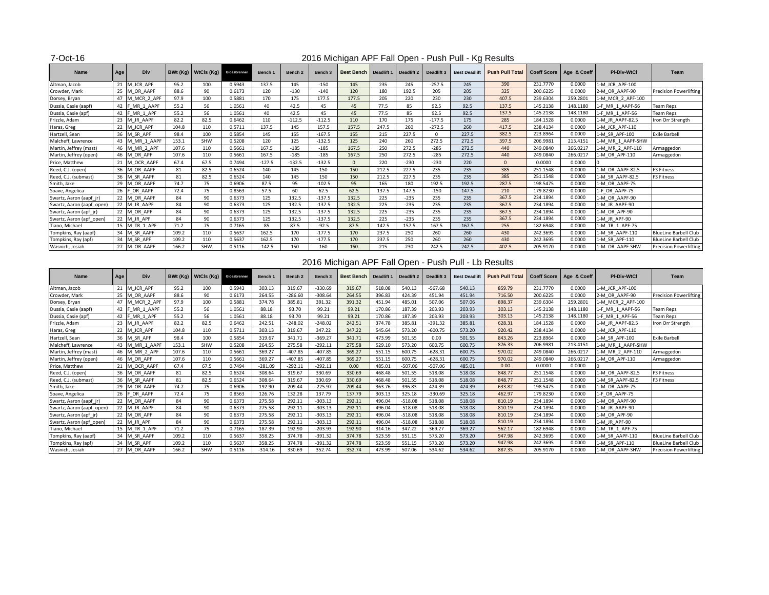7-Oct-16

## 2016 Michigan APF Fall Open - Push Pull - Kg Results

| Name | Age | Div | BWt (Kg) | WtCls (Kg) | Glossbrenner | Bench 1 | Bench 2 | Bench 3 | Best Bench | Deadlift 1 | Deadlift 2 | Deadlift 3 | Best Deadlift | Push Pull Total | Coeff Score | Age & Coeff | Pl-Div-WtCl | Team |
|---|---|---|---|---|---|---|---|---|---|---|---|---|---|---|---|---|---|---|
| Altman, Jacob | 21 | M_JCR_APF | 95.2 | 100 | 0.5943 | 137.5 | 145 | -150 | 145 | 235 | 245 | -257.5 | 245 | 390 | 231.7770 | 0.0000 | 1-M_JCR_APF-100 | |
| Crowder, Mark | 25 | M_OR_AAPF | 88.6 | 90 | 0.6173 | 120 | -130 | -140 | 120 | 180 | 192.5 | 205 | 205 | 325 | 200.6225 | 0.0000 | 2-M_OR_AAPF-90 | Precision Powerlifting |
| Dorsey, Bryan | 47 | M_MCR_2_APF | 97.9 | 100 | 0.5881 | 170 | 175 | 177.5 | 177.5 | 205 | 220 | 230 | 230 | 407.5 | 239.6304 | 259.2801 | 1-M_MCR_2_APF-100 | |
| Dussia, Casie (aapf) | 42 | F_MR_1_AAPF | 55.2 | 56 | 1.0561 | 40 | 42.5 | 45 | 45 | 77.5 | 85 | 92.5 | 92.5 | 137.5 | 145.2138 | 148.1180 | 1-F_MR_1_AAPF-56 | Team Repz |
| Dussia, Casie (apf) | 42 | F_MR_1_APF | 55.2 | 56 | 1.0561 | 40 | 42.5 | 45 | 45 | 77.5 | 85 | 92.5 | 92.5 | 137.5 | 145.2138 | 148.1180 | 1-F_MR_1_APF-56 | Team Repz |
| Frizzle, Adam | 23 | M_JR_AAPF | 82.2 | 82.5 | 0.6462 | 110 | -112.5 | -112.5 | 110 | 170 | 175 | -177.5 | 175 | 285 | 184.1528 | 0.0000 | 1-M_JR_AAPF-82.5 | Iron Orr Strength |
| Haras, Greg | 22 | M_JCR_APF | 104.8 | 110 | 0.5711 | 137.5 | 145 | 157.5 | 157.5 | 247.5 | 260 | -272.5 | 260 | 417.5 | 238.4134 | 0.0000 | 1-M_JCR_APF-110 | |
| Hartzell, Sean | 36 | M_SR_APF | 98.4 | 100 | 0.5854 | 145 | 155 | -167.5 | 155 | 215 | 227.5 | 0 | 227.5 | 382.5 | 223.8964 | 0.0000 | 1-M_SR_APF-100 | Exile Barbell |
| Malcheff, Lawrence | 43 | M_MR_1_AAPF | 153.1 | SHW | 0.5208 | 120 | 125 | -132.5 | 125 | 240 | 260 | 272.5 | 272.5 | 397.5 | 206.9981 | 213.4151 | 1-M_MR_1_AAPF-SHW | |
| Martin, Jeffrey (mast) | 46 | M_MR_2_APF | 107.6 | 110 | 0.5661 | 167.5 | -185 | -185 | 167.5 | 250 | 272.5 | -285 | 272.5 | 440 | 249.0840 | 266.0217 | 1-M_MR_2_APF-110 | Armaggedon |
| Martin, Jeffrey (open) | 46 | M_OR_APF | 107.6 | 110 | 0.5661 | 167.5 | -185 | -185 | 167.5 | 250 | 272.5 | -285 | 272.5 | 440 | 249.0840 | 266.0217 | 1-M_OR_APF-110 | Armaggedon |
| Price, Matthew | 21 | M_OCR_AAPF | 67.4 | 67.5 | 0.7494 | -127.5 | -132.5 | -132.5 | 0 | 220 | -230 | -230 | 220 | 0 | 0.0000 | 0.0000 | 0 | |
| Reed, C.J. (open) | 36 | M_OR_AAPF | 81 | 82.5 | 0.6524 | 140 | 145 | 150 | 150 | 212.5 | 227.5 | 235 | 235 | 385 | 251.1548 | 0.0000 | 1-M_OR_AAPF-82.5 | F3 Fitness |
| Reed, C.J. (submast) | 36 | M_SR_AAPF | 81 | 82.5 | 0.6524 | 140 | 145 | 150 | 150 | 212.5 | 227.5 | 235 | 235 | 385 | 251.1548 | 0.0000 | 1-M_SR_AAPF-82.5 | F3 Fitness |
| Smith, Jake | 29 | M_OR_AAPF | 74.7 | 75 | 0.6906 | 87.5 | 95 | -102.5 | 95 | 165 | 180 | 192.5 | 192.5 | 287.5 | 198.5475 | 0.0000 | 1-M_OR_AAPF-75 | |
| Soave, Angelica | 26 | F_OR_AAPF | 72.4 | 75 | 0.8563 | 57.5 | 60 | 62.5 | 62.5 | 137.5 | 147.5 | -150 | 147.5 | 210 | 179.8230 | 0.0000 | 1-F_OR_AAPF-75 | |
| Swartz, Aaron (aapf_jr) | 22 | M_OR_AAPF | 84 | 90 | 0.6373 | 125 | 132.5 | -137.5 | 132.5 | 225 | -235 | 235 | 235 | 367.5 | 234.1894 | 0.0000 | 1-M_OR_AAPF-90 | |
| Swartz, Aaron (aapf_open) | 22 | M_JR_AAPF | 84 | 90 | 0.6373 | 125 | 132.5 | -137.5 | 132.5 | 225 | -235 | 235 | 235 | 367.5 | 234.1894 | 0.0000 | 1-M_JR_AAPF-90 | |
| Swartz, Aaron (apf_jr) | 22 | M_OR_APF | 84 | 90 | 0.6373 | 125 | 132.5 | -137.5 | 132.5 | 225 | -235 | 235 | 235 | 367.5 | 234.1894 | 0.0000 | 1-M_OR_APF-90 | |
| Swartz, Aaron (apf_open) | 22 | M_JR_APF | 84 | 90 | 0.6373 | 125 | 132.5 | -137.5 | 132.5 | 225 | -235 | 235 | 235 | 367.5 | 234.1894 | 0.0000 | 1-M_JR_APF-90 | |
| Tiano, Michael | 15 | M_TR_1_APF | 71.2 | 75 | 0.7165 | 85 | 87.5 | -92.5 | 87.5 | 142.5 | 157.5 | 167.5 | 167.5 | 255 | 182.6948 | 0.0000 | 1-M_TR_1_APF-75 | |
| Tompkins, Ray (aapf) | 34 | M_SR_AAPF | 109.2 | 110 | 0.5637 | 162.5 | 170 | -177.5 | 170 | 237.5 | 250 | 260 | 260 | 430 | 242.3695 | 0.0000 | 1-M_SR_AAPF-110 | BlueLine Barbell Club |
| Tompkins, Ray (apf) | 34 | M_SR_APF | 109.2 | 110 | 0.5637 | 162.5 | 170 | -177.5 | 170 | 237.5 | 250 | 260 | 260 | 430 | 242.3695 | 0.0000 | 1-M_SR_APF-110 | BlueLine Barbell Club |
| Wasnich, Josiah | 27 | M_OR_AAPF | 166.2 | SHW | 0.5116 | -142.5 | 150 | 160 | 160 | 215 | 230 | 242.5 | 242.5 | 402.5 | 205.9170 | 0.0000 | 1-M_OR_AAPF-SHW | Precision Powerlifting |

## 2016 Michigan APF Fall Open - Push Pull - Lb Results

| Name | Age | Div | BWt (Kg) | WtCls (Kg) | Glossbrenner | Bench 1 | Bench 2 | Bench 3 | Best Bench | Deadlift 1 | Deadlift 2 | Deadlift 3 | Best Deadlift | Push Pull Total | Coeff Score | Age & Coeff | Pl-Div-WtCl | Team |
|---|---|---|---|---|---|---|---|---|---|---|---|---|---|---|---|---|---|---|
| Altman, Jacob | 21 | M_JCR_APF | 95.2 | 100 | 0.5943 | 303.13 | 319.67 | -330.69 | 319.67 | 518.08 | 540.13 | -567.68 | 540.13 | 859.79 | 231.7770 | 0.0000 | 1-M_JCR_APF-100 | |
| Crowder, Mark | 25 | M_OR_AAPF | 88.6 | 90 | 0.6173 | 264.55 | -286.60 | -308.64 | 264.55 | 396.83 | 424.39 | 451.94 | 451.94 | 716.50 | 200.6225 | 0.0000 | 2-M_OR_AAPF-90 | Precision Powerlifting |
| Dorsey, Bryan | 47 | M_MCR_2_APF | 97.9 | 100 | 0.5881 | 374.78 | 385.81 | 391.32 | 391.32 | 451.94 | 485.01 | 507.06 | 507.06 | 898.37 | 239.6304 | 259.2801 | 1-M_MCR_2_APF-100 | |
| Dussia, Casie (aapf) | 42 | F_MR_1_AAPF | 55.2 | 56 | 1.0561 | 88.18 | 93.70 | 99.21 | 99.21 | 170.86 | 187.39 | 203.93 | 203.93 | 303.13 | 145.2138 | 148.1180 | 1-F_MR_1_AAPF-56 | Team Repz |
| Dussia, Casie (apf) | 42 | F_MR_1_APF | 55.2 | 56 | 1.0561 | 88.18 | 93.70 | 99.21 | 99.21 | 170.86 | 187.39 | 203.93 | 203.93 | 303.13 | 145.2138 | 148.1180 | 1-F_MR_1_APF-56 | Team Repz |
| Frizzle, Adam | 23 | M_JR_AAPF | 82.2 | 82.5 | 0.6462 | 242.51 | -248.02 | -248.02 | 242.51 | 374.78 | 385.81 | -391.32 | 385.81 | 628.31 | 184.1528 | 0.0000 | 1-M_JR_AAPF-82.5 | Iron Orr Strength |
| Haras, Greg | 22 | M_JCR_APF | 104.8 | 110 | 0.5711 | 303.13 | 319.67 | 347.22 | 347.22 | 545.64 | 573.20 | -600.75 | 573.20 | 920.42 | 238.4134 | 0.0000 | 1-M_JCR_APF-110 | |
| Hartzell, Sean | 36 | M_SR_APF | 98.4 | 100 | 0.5854 | 319.67 | 341.71 | -369.27 | 341.71 | 473.99 | 501.55 | 0.00 | 501.55 | 843.26 | 223.8964 | 0.0000 | 1-M_SR_APF-100 | Exile Barbell |
| Malcheff, Lawrence | 43 | M_MR_1_AAPF | 153.1 | SHW | 0.5208 | 264.55 | 275.58 | -292.11 | 275.58 | 529.10 | 573.20 | 600.75 | 600.75 | 876.33 | 206.9981 | 213.4151 | 1-M_MR_1_AAPF-SHW | |
| Martin, Jeffrey (mast) | 46 | M_MR_2_APF | 107.6 | 110 | 0.5661 | 369.27 | -407.85 | -407.85 | 369.27 | 551.15 | 600.75 | -628.31 | 600.75 | 970.02 | 249.0840 | 266.0217 | 1-M_MR_2_APF-110 | Armaggedon |
| Martin, Jeffrey (open) | 46 | M_OR_APF | 107.6 | 110 | 0.5661 | 369.27 | -407.85 | -407.85 | 369.27 | 551.15 | 600.75 | -628.31 | 600.75 | 970.02 | 249.0840 | 266.0217 | 1-M_OR_APF-110 | Armaggedon |
| Price, Matthew | 21 | M_OCR_AAPF | 67.4 | 67.5 | 0.7494 | -281.09 | -292.11 | -292.11 | 0.00 | 485.01 | -507.06 | -507.06 | 485.01 | 0.00 | 0.0000 | 0.0000 | 0 | |
| Reed, C.J. (open) | 36 | M_OR_AAPF | 81 | 82.5 | 0.6524 | 308.64 | 319.67 | 330.69 | 330.69 | 468.48 | 501.55 | 518.08 | 518.08 | 848.77 | 251.1548 | 0.0000 | 1-M_OR_AAPF-82.5 | F3 Fitness |
| Reed, C.J. (submast) | 36 | M_SR_AAPF | 81 | 82.5 | 0.6524 | 308.64 | 319.67 | 330.69 | 330.69 | 468.48 | 501.55 | 518.08 | 518.08 | 848.77 | 251.1548 | 0.0000 | 1-M_SR_AAPF-82.5 | F3 Fitness |
| Smith, Jake | 29 | M_OR_AAPF | 74.7 | 75 | 0.6906 | 192.90 | 209.44 | -225.97 | 209.44 | 363.76 | 396.83 | 424.39 | 424.39 | 633.82 | 198.5475 | 0.0000 | 1-M_OR_AAPF-75 | |
| Soave, Angelica | 26 | F_OR_AAPF | 72.4 | 75 | 0.8563 | 126.76 | 132.28 | 137.79 | 137.79 | 303.13 | 325.18 | -330.69 | 325.18 | 462.97 | 179.8230 | 0.0000 | 1-F_OR_AAPF-75 | |
| Swartz, Aaron (aapf_jr) | 22 | M_OR_AAPF | 84 | 90 | 0.6373 | 275.58 | 292.11 | -303.13 | 292.11 | 496.04 | -518.08 | 518.08 | 518.08 | 810.19 | 234.1894 | 0.0000 | 1-M_OR_AAPF-90 | |
| Swartz, Aaron (aapf_open) | 22 | M_JR_AAPF | 84 | 90 | 0.6373 | 275.58 | 292.11 | -303.13 | 292.11 | 496.04 | -518.08 | 518.08 | 518.08 | 810.19 | 234.1894 | 0.0000 | 1-M_JR_AAPF-90 | |
| Swartz, Aaron (apf_jr) | 22 | M_OR_APF | 84 | 90 | 0.6373 | 275.58 | 292.11 | -303.13 | 292.11 | 496.04 | -518.08 | 518.08 | 518.08 | 810.19 | 234.1894 | 0.0000 | 1-M_OR_APF-90 | |
| Swartz, Aaron (apf_open) | 22 | M_JR_APF | 84 | 90 | 0.6373 | 275.58 | 292.11 | -303.13 | 292.11 | 496.04 | -518.08 | 518.08 | 518.08 | 810.19 | 234.1894 | 0.0000 | 1-M_JR_APF-90 | |
| Tiano, Michael | 15 | M_TR_1_APF | 71.2 | 75 | 0.7165 | 187.39 | 192.90 | -203.93 | 192.90 | 314.16 | 347.22 | 369.27 | 369.27 | 562.17 | 182.6948 | 0.0000 | 1-M_TR_1_APF-75 | |
| Tompkins, Ray (aapf) | 34 | M_SR_AAPF | 109.2 | 110 | 0.5637 | 358.25 | 374.78 | -391.32 | 374.78 | 523.59 | 551.15 | 573.20 | 573.20 | 947.98 | 242.3695 | 0.0000 | 1-M_SR_AAPF-110 | BlueLine Barbell Club |
| Tompkins, Ray (apf) | 34 | M_SR_APF | 109.2 | 110 | 0.5637 | 358.25 | 374.78 | -391.32 | 374.78 | 523.59 | 551.15 | 573.20 | 573.20 | 947.98 | 242.3695 | 0.0000 | 1-M_SR_APF-110 | BlueLine Barbell Club |
| Wasnich, Josiah | 27 | M_OR_AAPF | 166.2 | SHW | 0.5116 | -314.16 | 330.69 | 352.74 | 352.74 | 473.99 | 507.06 | 534.62 | 534.62 | 887.35 | 205.9170 | 0.0000 | 1-M_OR_AAPF-SHW | Precision Powerlifting |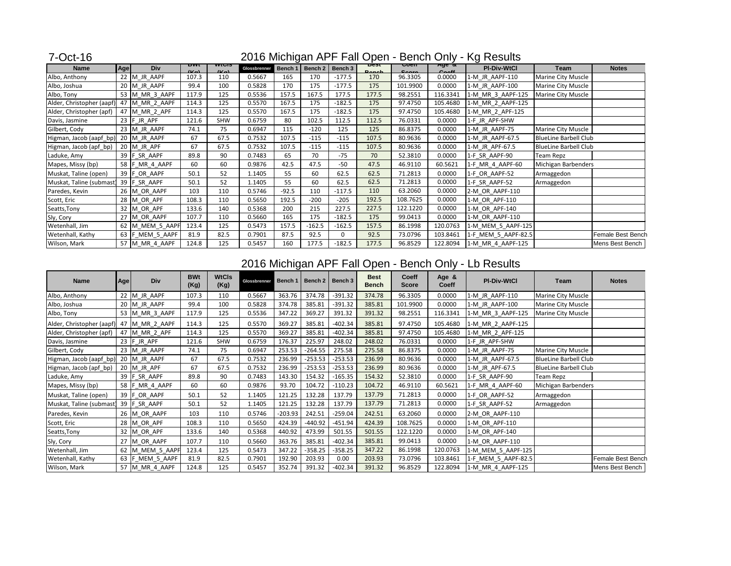7-Oct-16

# 2016 Michigan APF Fall Open - Bench Only - Kg Results

| Name | Age | Div | BWt (Kg) | WtCls (Kg) | Glossbrenner | Bench 1 | Bench 2 | Bench 3 | Best Bench | Coeff Score | Age & Coeff | Pl-Div-WtCl | Team | Notes |
|---|---|---|---|---|---|---|---|---|---|---|---|---|---|---|
| Albo, Anthony | 22 | M_JR_AAPF | 107.3 | 110 | 0.5667 | 165 | 170 | -177.5 | 170 | 96.3305 | 0.0000 | 1-M_JR_AAPF-110 | Marine City Muscle | |
| Albo, Joshua | 20 | M_JR_AAPF | 99.4 | 100 | 0.5828 | 170 | 175 | -177.5 | 175 | 101.9900 | 0.0000 | 1-M_JR_AAPF-100 | Marine City Muscle | |
| Albo, Tony | 53 | M_MR_3_AAPF | 117.9 | 125 | 0.5536 | 157.5 | 167.5 | 177.5 | 177.5 | 98.2551 | 116.3341 | 1-M_MR_3_AAPF-125 | Marine City Muscle | |
| Alder, Christopher (aapf) | 47 | M_MR_2_AAPF | 114.3 | 125 | 0.5570 | 167.5 | 175 | -182.5 | 175 | 97.4750 | 105.4680 | 1-M_MR_2_AAPF-125 | | |
| Alder, Christopher (apf) | 47 | M_MR_2_APF | 114.3 | 125 | 0.5570 | 167.5 | 175 | -182.5 | 175 | 97.4750 | 105.4680 | 1-M_MR_2_APF-125 | | |
| Davis, Jasmine | 23 | F_JR_APF | 121.6 | SHW | 0.6759 | 80 | 102.5 | 112.5 | 112.5 | 76.0331 | 0.0000 | 1-F_JR_APF-SHW | | |
| Gilbert, Cody | 23 | M_JR_AAPF | 74.1 | 75 | 0.6947 | 115 | -120 | 125 | 125 | 86.8375 | 0.0000 | 1-M_JR_AAPF-75 | Marine City Muscle | |
| Higman, Jacob (aapf_bp) | 20 | M_JR_AAPF | 67 | 67.5 | 0.7532 | 107.5 | -115 | -115 | 107.5 | 80.9636 | 0.0000 | 1-M_JR_AAPF-67.5 | BlueLine Barbell Club | |
| Higman, Jacob (apf_bp) | 20 | M_JR_APF | 67 | 67.5 | 0.7532 | 107.5 | -115 | -115 | 107.5 | 80.9636 | 0.0000 | 1-M_JR_APF-67.5 | BlueLine Barbell Club | |
| Laduke, Amy | 39 | F_SR_AAPF | 89.8 | 90 | 0.7483 | 65 | 70 | -75 | 70 | 52.3810 | 0.0000 | 1-F_SR_AAPF-90 | Team Repz | |
| Mapes, Missy (bp) | 58 | F_MR_4_AAPF | 60 | 60 | 0.9876 | 42.5 | 47.5 | -50 | 47.5 | 46.9110 | 60.5621 | 1-F_MR_4_AAPF-60 | Michigan Barbenders | |
| Muskat, Taline (open) | 39 | F_OR_AAPF | 50.1 | 52 | 1.1405 | 55 | 60 | 62.5 | 62.5 | 71.2813 | 0.0000 | 1-F_OR_AAPF-52 | Armaggedon | |
| Muskat, Taline (submast) | 39 | F_SR_AAPF | 50.1 | 52 | 1.1405 | 55 | 60 | 62.5 | 62.5 | 71.2813 | 0.0000 | 1-F_SR_AAPF-52 | Armaggedon | |
| Paredes, Kevin | 26 | M_OR_AAPF | 103 | 110 | 0.5746 | -92.5 | 110 | -117.5 | 110 | 63.2060 | 0.0000 | 2-M_OR_AAPF-110 | | |
| Scott, Eric | 28 | M_OR_APF | 108.3 | 110 | 0.5650 | 192.5 | -200 | -205 | 192.5 | 108.7625 | 0.0000 | 1-M_OR_APF-110 | | |
| Seatts,Tony | 32 | M_OR_APF | 133.6 | 140 | 0.5368 | 200 | 215 | 227.5 | 227.5 | 122.1220 | 0.0000 | 1-M_OR_APF-140 | | |
| Sly, Cory | 27 | M_OR_AAPF | 107.7 | 110 | 0.5660 | 165 | 175 | -182.5 | 175 | 99.0413 | 0.0000 | 1-M_OR_AAPF-110 | | |
| Wetenhall, Jim | 62 | M_MEM_5_AAPF | 123.4 | 125 | 0.5473 | 157.5 | -162.5 | -162.5 | 157.5 | 86.1998 | 120.0763 | 1-M_MEM_5_AAPF-125 | | |
| Wetenhall, Kathy | 63 | F_MEM_5_AAPF | 81.9 | 82.5 | 0.7901 | 87.5 | 92.5 | 0 | 92.5 | 73.0796 | 103.8461 | 1-F_MEM_5_AAPF-82.5 | | Female Best Bench |
| Wilson, Mark | 57 | M_MR_4_AAPF | 124.8 | 125 | 0.5457 | 160 | 177.5 | -182.5 | 177.5 | 96.8529 | 122.8094 | 1-M_MR_4_AAPF-125 | | Mens Best Bench |

# 2016 Michigan APF Fall Open - Bench Only - Lb Results

| Name | Age | Div | BWt (Kg) | WtCls (Kg) | Glossbrenner | Bench 1 | Bench 2 | Bench 3 | Best Bench | Coeff Score | Age & Coeff | Pl-Div-WtCl | Team | Notes |
|---|---|---|---|---|---|---|---|---|---|---|---|---|---|---|
| Albo, Anthony | 22 | M_JR_AAPF | 107.3 | 110 | 0.5667 | 363.76 | 374.78 | -391.32 | 374.78 | 96.3305 | 0.0000 | 1-M_JR_AAPF-110 | Marine City Muscle | |
| Albo, Joshua | 20 | M_JR_AAPF | 99.4 | 100 | 0.5828 | 374.78 | 385.81 | -391.32 | 385.81 | 101.9900 | 0.0000 | 1-M_JR_AAPF-100 | Marine City Muscle | |
| Albo, Tony | 53 | M_MR_3_AAPF | 117.9 | 125 | 0.5536 | 347.22 | 369.27 | 391.32 | 391.32 | 98.2551 | 116.3341 | 1-M_MR_3_AAPF-125 | Marine City Muscle | |
| Alder, Christopher (aapf) | 47 | M_MR_2_AAPF | 114.3 | 125 | 0.5570 | 369.27 | 385.81 | -402.34 | 385.81 | 97.4750 | 105.4680 | 1-M_MR_2_AAPF-125 | | |
| Alder, Christopher (apf) | 47 | M_MR_2_APF | 114.3 | 125 | 0.5570 | 369.27 | 385.81 | -402.34 | 385.81 | 97.4750 | 105.4680 | 1-M_MR_2_APF-125 | | |
| Davis, Jasmine | 23 | F_JR_APF | 121.6 | SHW | 0.6759 | 176.37 | 225.97 | 248.02 | 248.02 | 76.0331 | 0.0000 | 1-F_JR_APF-SHW | | |
| Gilbert, Cody | 23 | M_JR_AAPF | 74.1 | 75 | 0.6947 | 253.53 | -264.55 | 275.58 | 275.58 | 86.8375 | 0.0000 | 1-M_JR_AAPF-75 | Marine City Muscle | |
| Higman, Jacob (aapf_bp) | 20 | M_JR_AAPF | 67 | 67.5 | 0.7532 | 236.99 | -253.53 | -253.53 | 236.99 | 80.9636 | 0.0000 | 1-M_JR_AAPF-67.5 | BlueLine Barbell Club | |
| Higman, Jacob (apf_bp) | 20 | M_JR_APF | 67 | 67.5 | 0.7532 | 236.99 | -253.53 | -253.53 | 236.99 | 80.9636 | 0.0000 | 1-M_JR_APF-67.5 | BlueLine Barbell Club | |
| Laduke, Amy | 39 | F_SR_AAPF | 89.8 | 90 | 0.7483 | 143.30 | 154.32 | -165.35 | 154.32 | 52.3810 | 0.0000 | 1-F_SR_AAPF-90 | Team Repz | |
| Mapes, Missy (bp) | 58 | F_MR_4_AAPF | 60 | 60 | 0.9876 | 93.70 | 104.72 | -110.23 | 104.72 | 46.9110 | 60.5621 | 1-F_MR_4_AAPF-60 | Michigan Barbenders | |
| Muskat, Taline (open) | 39 | F_OR_AAPF | 50.1 | 52 | 1.1405 | 121.25 | 132.28 | 137.79 | 137.79 | 71.2813 | 0.0000 | 1-F_OR_AAPF-52 | Armaggedon | |
| Muskat, Taline (submast) | 39 | F_SR_AAPF | 50.1 | 52 | 1.1405 | 121.25 | 132.28 | 137.79 | 137.79 | 71.2813 | 0.0000 | 1-F_SR_AAPF-52 | Armaggedon | |
| Paredes, Kevin | 26 | M_OR_AAPF | 103 | 110 | 0.5746 | -203.93 | 242.51 | -259.04 | 242.51 | 63.2060 | 0.0000 | 2-M_OR_AAPF-110 | | |
| Scott, Eric | 28 | M_OR_APF | 108.3 | 110 | 0.5650 | 424.39 | -440.92 | -451.94 | 424.39 | 108.7625 | 0.0000 | 1-M_OR_APF-110 | | |
| Seatts,Tony | 32 | M_OR_APF | 133.6 | 140 | 0.5368 | 440.92 | 473.99 | 501.55 | 501.55 | 122.1220 | 0.0000 | 1-M_OR_APF-140 | | |
| Sly, Cory | 27 | M_OR_AAPF | 107.7 | 110 | 0.5660 | 363.76 | 385.81 | -402.34 | 385.81 | 99.0413 | 0.0000 | 1-M_OR_AAPF-110 | | |
| Wetenhall, Jim | 62 | M_MEM_5_AAPF | 123.4 | 125 | 0.5473 | 347.22 | -358.25 | -358.25 | 347.22 | 86.1998 | 120.0763 | 1-M_MEM_5_AAPF-125 | | |
| Wetenhall, Kathy | 63 | F_MEM_5_AAPF | 81.9 | 82.5 | 0.7901 | 192.90 | 203.93 | 0.00 | 203.93 | 73.0796 | 103.8461 | 1-F_MEM_5_AAPF-82.5 | | Female Best Bench |
| Wilson, Mark | 57 | M_MR_4_AAPF | 124.8 | 125 | 0.5457 | 352.74 | 391.32 | -402.34 | 391.32 | 96.8529 | 122.8094 | 1-M_MR_4_AAPF-125 | | Mens Best Bench |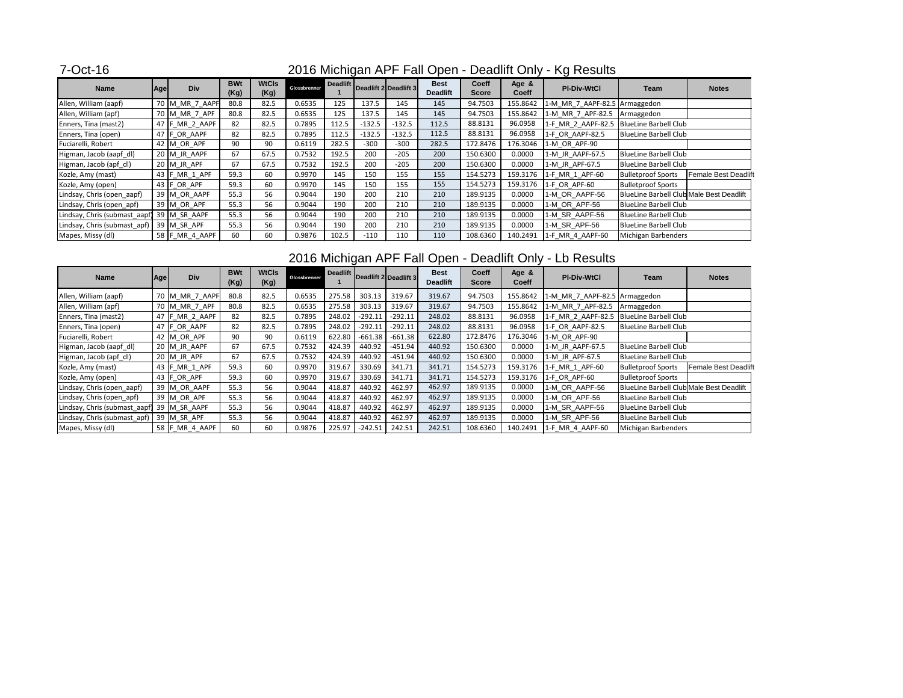7-Oct-16

## 2016 Michigan APF Fall Open - Deadlift Only - Kg Results

| Name | Age | Div | BWt (Kg) | WtCls (Kg) | Glossbrenner | Deadlift 1 | Deadlift 2 | Deadlift 3 | Best Deadlift | Coeff Score | Age & Coeff | Pl-Div-WtCl | Team | Notes |
|---|---|---|---|---|---|---|---|---|---|---|---|---|---|---|
| Allen, William (aapf) | 70 | M_MR_7_AAPF | 80.8 | 82.5 | 0.6535 | 125 | 137.5 | 145 | 145 | 94.7503 | 155.8642 | 1-M_MR_7_AAPF-82.5 | Armaggedon | |
| Allen, William (apf) | 70 | M_MR_7_APF | 80.8 | 82.5 | 0.6535 | 125 | 137.5 | 145 | 145 | 94.7503 | 155.8642 | 1-M_MR_7_APF-82.5 | Armaggedon | |
| Enners, Tina (mast2) | 47 | F_MR_2_AAPF | 82 | 82.5 | 0.7895 | 112.5 | -132.5 | -132.5 | 112.5 | 88.8131 | 96.0958 | 1-F_MR_2_AAPF-82.5 | BlueLine Barbell Club | |
| Enners, Tina (open) | 47 | F_OR_AAPF | 82 | 82.5 | 0.7895 | 112.5 | -132.5 | -132.5 | 112.5 | 88.8131 | 96.0958 | 1-F_OR_AAPF-82.5 | BlueLine Barbell Club | |
| Fuciarelli, Robert | 42 | M_OR_APF | 90 | 90 | 0.6119 | 282.5 | -300 | -300 | 282.5 | 172.8476 | 176.3046 | 1-M_OR_APF-90 | | |
| Higman, Jacob (aapf_dl) | 20 | M_JR_AAPF | 67 | 67.5 | 0.7532 | 192.5 | 200 | -205 | 200 | 150.6300 | 0.0000 | 1-M_JR_AAPF-67.5 | BlueLine Barbell Club | |
| Higman, Jacob (apf_dl) | 20 | M_JR_APF | 67 | 67.5 | 0.7532 | 192.5 | 200 | -205 | 200 | 150.6300 | 0.0000 | 1-M_JR_APF-67.5 | BlueLine Barbell Club | |
| Kozle, Amy (mast) | 43 | F_MR_1_APF | 59.3 | 60 | 0.9970 | 145 | 150 | 155 | 155 | 154.5273 | 159.3176 | 1-F_MR_1_APF-60 | Bulletproof Sports | Female Best Deadlift |
| Kozle, Amy (open) | 43 | F_OR_APF | 59.3 | 60 | 0.9970 | 145 | 150 | 155 | 155 | 154.5273 | 159.3176 | 1-F_OR_APF-60 | Bulletproof Sports | |
| Lindsay, Chris (open_aapf) | 39 | M_OR_AAPF | 55.3 | 56 | 0.9044 | 190 | 200 | 210 | 210 | 189.9135 | 0.0000 | 1-M_OR_AAPF-56 | BlueLine Barbell Club | Male Best Deadlift |
| Lindsay, Chris (open_apf) | 39 | M_OR_APF | 55.3 | 56 | 0.9044 | 190 | 200 | 210 | 210 | 189.9135 | 0.0000 | 1-M_OR_APF-56 | BlueLine Barbell Club | |
| Lindsay, Chris (submast_aapf) | 39 | M_SR_AAPF | 55.3 | 56 | 0.9044 | 190 | 200 | 210 | 210 | 189.9135 | 0.0000 | 1-M_SR_AAPF-56 | BlueLine Barbell Club | |
| Lindsay, Chris (submast_apf) | 39 | M_SR_APF | 55.3 | 56 | 0.9044 | 190 | 200 | 210 | 210 | 189.9135 | 0.0000 | 1-M_SR_APF-56 | BlueLine Barbell Club | |
| Mapes, Missy (dl) | 58 | F_MR_4_AAPF | 60 | 60 | 0.9876 | 102.5 | -110 | 110 | 110 | 108.6360 | 140.2491 | 1-F_MR_4_AAPF-60 | Michigan Barbenders | |

## 2016 Michigan APF Fall Open - Deadlift Only - Lb Results

| Name | Age | Div | BWt (Kg) | WtCls (Kg) | Glossbrenner | Deadlift 1 | Deadlift 2 | Deadlift 3 | Best Deadlift | Coeff Score | Age & Coeff | Pl-Div-WtCl | Team | Notes |
|---|---|---|---|---|---|---|---|---|---|---|---|---|---|---|
| Allen, William (aapf) | 70 | M_MR_7_AAPF | 80.8 | 82.5 | 0.6535 | 275.58 | 303.13 | 319.67 | 319.67 | 94.7503 | 155.8642 | 1-M_MR_7_AAPF-82.5 | Armaggedon | |
| Allen, William (apf) | 70 | M_MR_7_APF | 80.8 | 82.5 | 0.6535 | 275.58 | 303.13 | 319.67 | 319.67 | 94.7503 | 155.8642 | 1-M_MR_7_APF-82.5 | Armaggedon | |
| Enners, Tina (mast2) | 47 | F_MR_2_AAPF | 82 | 82.5 | 0.7895 | 248.02 | -292.11 | -292.11 | 248.02 | 88.8131 | 96.0958 | 1-F_MR_2_AAPF-82.5 | BlueLine Barbell Club | |
| Enners, Tina (open) | 47 | F_OR_AAPF | 82 | 82.5 | 0.7895 | 248.02 | -292.11 | -292.11 | 248.02 | 88.8131 | 96.0958 | 1-F_OR_AAPF-82.5 | BlueLine Barbell Club | |
| Fuciarelli, Robert | 42 | M_OR_APF | 90 | 90 | 0.6119 | 622.80 | -661.38 | -661.38 | 622.80 | 172.8476 | 176.3046 | 1-M_OR_APF-90 | | |
| Higman, Jacob (aapf_dl) | 20 | M_JR_AAPF | 67 | 67.5 | 0.7532 | 424.39 | 440.92 | -451.94 | 440.92 | 150.6300 | 0.0000 | 1-M_JR_AAPF-67.5 | BlueLine Barbell Club | |
| Higman, Jacob (apf_dl) | 20 | M_JR_APF | 67 | 67.5 | 0.7532 | 424.39 | 440.92 | -451.94 | 440.92 | 150.6300 | 0.0000 | 1-M_JR_APF-67.5 | BlueLine Barbell Club | |
| Kozle, Amy (mast) | 43 | F_MR_1_APF | 59.3 | 60 | 0.9970 | 319.67 | 330.69 | 341.71 | 341.71 | 154.5273 | 159.3176 | 1-F_MR_1_APF-60 | Bulletproof Sports | Female Best Deadlift |
| Kozle, Amy (open) | 43 | F_OR_APF | 59.3 | 60 | 0.9970 | 319.67 | 330.69 | 341.71 | 341.71 | 154.5273 | 159.3176 | 1-F_OR_APF-60 | Bulletproof Sports | |
| Lindsay, Chris (open_aapf) | 39 | M_OR_AAPF | 55.3 | 56 | 0.9044 | 418.87 | 440.92 | 462.97 | 462.97 | 189.9135 | 0.0000 | 1-M_OR_AAPF-56 | BlueLine Barbell Club | Male Best Deadlift |
| Lindsay, Chris (open_apf) | 39 | M_OR_APF | 55.3 | 56 | 0.9044 | 418.87 | 440.92 | 462.97 | 462.97 | 189.9135 | 0.0000 | 1-M_OR_APF-56 | BlueLine Barbell Club | |
| Lindsay, Chris (submast_aapf) | 39 | M_SR_AAPF | 55.3 | 56 | 0.9044 | 418.87 | 440.92 | 462.97 | 462.97 | 189.9135 | 0.0000 | 1-M_SR_AAPF-56 | BlueLine Barbell Club | |
| Lindsay, Chris (submast_apf) | 39 | M_SR_APF | 55.3 | 56 | 0.9044 | 418.87 | 440.92 | 462.97 | 462.97 | 189.9135 | 0.0000 | 1-M_SR_APF-56 | BlueLine Barbell Club | |
| Mapes, Missy (dl) | 58 | F_MR_4_AAPF | 60 | 60 | 0.9876 | 225.97 | -242.51 | 242.51 | 242.51 | 108.6360 | 140.2491 | 1-F_MR_4_AAPF-60 | Michigan Barbenders | |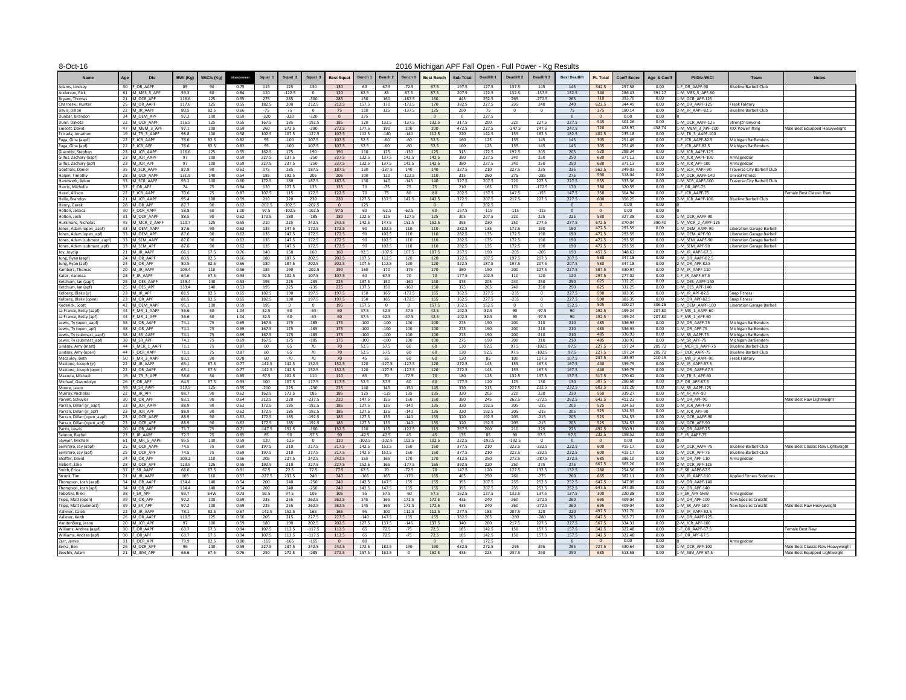8-Oct-16

# 2016 Michigan APF Fall Open - Full Power - Kg Results

| Name | Age | Div | BWt (Kg) | WtCls (Kg) | Glossbrenner | Squat 1 | Squat 2 | Squat 3 | Best Squat | Bench 1 | Bench 2 | Bench 3 | Best Bench | Sub Total | Deadlift 1 | Deadlift 2 | Deadlift 3 | Best Deadlift | PL Total | Coeff Score | Age & Coeff | Pl-Div-WtCl | Team | Notes |
|---|---|---|---|---|---|---|---|---|---|---|---|---|---|---|---|---|---|---|---|---|---|---|---|---|
| Adams, Lindsey | 30 | F_OR_AAPF | 89 | 90 | 0.75 | 115 | 125 | 130 | 130 | 60 | 67.5 | -72.5 | 67.5 | 197.5 | 127.5 | 137.5 | 145 | 145 | 342.5 | 257.58 | 0.00 | 1-F_OR_AAPF-90 | Blueline Barbell Club | |
| Anderson, Rick | 61 | M_MES_5_APF | 59.3 | 60 | 0.84 | 120 | -122.5 | 0 | 120 | 82.5 | 85 | 87.5 | 87.5 | 207.5 | 122.5 | 132.5 | -137.5 | 132.5 | 340 | 286.43 | 391.27 | 1-M_MES_5_APF-60 | | |
| Bryant, Thomas | 21 | M_OCR_APF | 116.6 | 125 | 0.55 | 275 | 285 | -300 | 285 | 150 | 160 | -167.5 | 160 | 445 | 252.5 | 265 | -272.5 | 265 | 710 | 393.70 | 0.00 | 1-M_OCR_APF-125 | | |
| Cherneski, Hunter | 25 | M_OR_AAPF | 117.6 | 125 | 0.55 | 182.5 | 200 | 212.5 | 212.5 | 157.5 | 170 | -172.5 | 170 | 382.5 | 227.5 | 235 | 240 | 240 | 622.5 | 344.49 | 0.00 | 2-M_OR_AAPF-125 | Freak Faktory | |
| Davis, Dillon | 22 | M_JR_AAPF | 80.5 | 82.5 | 0.66 | -75 | 75 | 0 | 75 | 110 | 125 | -137.5 | 125 | 200 | 75 | 0 | 0 | 75 | 275 | 180.14 | 0.00 | 2-M_JR_AAPF-82.5 | Blueline Barbell Club | |
| Dunbar, Brandon | 34 | M_OEM_APF | 97.2 | 100 | 0.59 | -320 | -320 | -320 | 0 | 275 | | | 0 | 0 | 227.5 | | | 0 | 0 | 0.00 | 0.00 | 0 | | |
| Dunn, Dakota | 22 | M_OCR_AAPF | 116.5 | 125 | 0.55 | 167.5 | 185 | -192.5 | 185 | 120 | 132.5 | -137.5 | 132.5 | 317.5 | 200 | 220 | 227.5 | 227.5 | 545 | 302.26 | 0.00 | 1-M_OCR_AAPF-125 | Strength Beyond | |
| Emeott, David | 47 | M_MEM_3_APF | 97.1 | 100 | 0.59 | 260 | 272.5 | -290 | 272.5 | 177.5 | 190 | 200 | 200 | 472.5 | 227.5 | -247.5 | 247.5 | 247.5 | 720 | 423.97 | 458.74 | 1-M_MEM_3_APF-100 | XXX Powerlifting | Male Best Equipped Heavyweight |
| Estrada, Jonathon | 19 | M_TR_3_AAPF | 98.8 | 100 | 0.58 | 102.5 | 107.5 | -127.5 | 107.5 | 112.5 | -140 | -140 | 112.5 | 220 | 142.5 | 155 | 182.5 | 182.5 | 402.5 | 235.18 | 0.00 | 1-M_TR_3_AAPF-100 | | |
| Fuga, Gina (aapf) | 22 | F_JCR_AAPF | 76.6 | 82.5 | 0.82 | 95 | -100 | 107.5 | 107.5 | 52.5 | -60 | -60 | 52.5 | 160 | 125 | 135 | 145 | 145 | 305 | 251.49 | 0.00 | 1-F_JCR_AAPF-82.5 | Michigan BarBenders | |
| Fuga, Gina (apf) | 22 | F_JCR_APF | 76.6 | 82.5 | 0.82 | 95 | -100 | 107.5 | 107.5 | 52.5 | -60 | -60 | 52.5 | 160 | 125 | 135 | 145 | 145 | 305 | 251.49 | 0.00 | 1-F_JCR_APF-82.5 | Michigan BarBenders | |
| Giacobbi, Stephen | 23 | M_JCR_AAPF | 116.6 | 125 | 0.55 | 162.5 | 175 | 190 | 190 | 110 | 125 | -130 | 125 | 315 | 172.5 | 192.5 | 205 | 205 | 520 | 288.34 | 0.00 | 1-M_JCR_AAPF-125 | | |
| Gilfus, Zachary (aapf) | 23 | M_JCR_AAPF | 97 | 100 | 0.59 | 227.5 | 237.5 | -250 | 237.5 | 132.5 | 137.5 | 142.5 | 142.5 | 380 | 227.5 | 240 | 250 | 250 | 630 | 371.13 | 0.00 | 1-M_JCR_AAPF-100 | Armageddon | |
| Gilfus, Zachary (apf) | 23 | M_JCR_APF | 97 | 100 | 0.59 | 227.5 | 237.5 | -250 | 237.5 | 132.5 | 137.5 | 142.5 | 142.5 | 380 | 227.5 | 240 | 250 | 250 | 630 | 371.13 | 0.00 | 1-M_JCR_APF-100 | Armageddon | |
| Goethals, Daniel | 35 | M_SCR_AAPF | 87.8 | 90 | 0.62 | 175 | 185 | 187.5 | 187.5 | 130 | -137.5 | 140 | 140 | 327.5 | 210 | 227.5 | 235 | 235 | 562.5 | 349.03 | 0.00 | 1-M_SCR_AAPF-90 | Traverse City Barbell Club | |
| Halpin, Timothy | 28 | M_OCR_AAPF | 131.9 | 140 | 0.54 | 185 | 192.5 | 205 | 205 | 100 | 110 | -122.5 | 110 | 315 | 260 | 275 | -285 | 275 | 590 | 318.04 | 0.00 | 1-M_OCR_AAPF-140 | Unreal Fitness | |
| Handwerk, Adam | 33 | M_SCR_AAPF | 93.2 | 100 | 0.60 | 172.5 | 180 | 187.5 | 187.5 | 130 | 140 | -145 | 140 | 327.5 | 207.5 | 220 | 227.5 | 227.5 | 555 | 333.36 | 0.00 | 1-M_SCR_AAPF-100 | Traverse City Barbell Club | |
| Harris, Michelle | 37 | F_OR_APF | 74 | 75 | 0.84 | 120 | 127.5 | 135 | 135 | 70 | -75 | 75 | 75 | 210 | 165 | 170 | -172.5 | 170 | 380 | 320.59 | 0.00 | 1-F_OR_APF-75 | | |
| Hazel, Allison | 22 | F_JCR_AAPF | 70.6 | 75 | 0.87 | 107.5 | 115 | 122.5 | 122.5 | 70 | 75 | 80 | 80 | 202.5 | 137.5 | 147.5 | -155 | 147.5 | 350 | 304.94 | 0.00 | 1-F_JCR_AAPF-75 | | Female Best Classic Raw |
| Helle, Brandon | 21 | M_JCR_AAPF | 95.4 | 100 | 0.59 | 210 | 220 | 230 | 230 | 127.5 | 137.5 | 142.5 | 142.5 | 372.5 | 207.5 | 217.5 | 227.5 | 227.5 | 600 | 356.25 | 0.00 | 2-M_JCR_AAPF-100 | Blueline Barbell Club | |
| Henry, Garek | 28 | M_OR_APF | 87.7 | 90 | 0.62 | -202.5 | -202.5 | -202.5 | 0 | 125 | | | 0 | 0 | 202.5 | | | 0 | 0 | 0.00 | 0.00 | 0 | | |
| Holton, Jessica | 30 | F_OCR_AAPF | 58.8 | 60 | 1.00 | 97.5 | -102.5 | -102.5 | 97.5 | 60 | -62.5 | -62.5 | 60 | 157.5 | -115 | -115 | -115 | 0 | 0 | 0.00 | 0.00 | 0 | | |
| Holton, Josh | 31 | M_OCR_AAPF | 88.5 | 90 | 0.62 | 172.5 | 180 | -185 | 180 | 122.5 | 125 | -127.5 | 125 | 305 | 207.5 | 220 | 225 | 225 | 530 | 327.38 | 0.00 | 1-M_OCR_AAPF-90 | | |
| Hurkmans, Nicholas | 45 | M_MCR_2_AAPF | 120.7 | 125 | 0.55 | 210 | 225 | 242.5 | 242.5 | 142.5 | 147.5 | 152.5 | 152.5 | 395 | 230 | 250 | 277.5 | 277.5 | 672.5 | 370.04 | 390.40 | 1-M_MCR_2_AAPF-125 | | |
| Jones, Adam (open_aapf) | 33 | M_OEM_AAPF | 87.6 | 90 | 0.62 | 135 | 147.5 | 172.5 | 172.5 | 90 | 102.5 | 110 | 110 | 282.5 | 135 | 172.5 | 190 | 190 | 472.5 | 293.59 | 0.00 | 1-M_OEM_AAPF-90 | Liberation Garage Barbell | |
| Jones, Adam (open_apf) | 33 | M_OEM_APF | 87.6 | 90 | 0.62 | 135 | 147.5 | 172.5 | 172.5 | 90 | 102.5 | 110 | 110 | 282.5 | 135 | 172.5 | 190 | 190 | 472.5 | 293.59 | 0.00 | 1-M_OEM_APF-90 | Liberation Garage Barbell | |
| Jones, Adam (submast_aapf) | 33 | M_SEM_AAPF | 87.6 | 90 | 0.62 | 135 | 147.5 | 172.5 | 172.5 | 90 | 102.5 | 110 | 110 | 282.5 | 135 | 172.5 | 190 | 190 | 472.5 | 293.59 | 0.00 | 1-M_SEM_AAPF-90 | Liberation Garage Barbell | |
| Jones, Adam (submast_apf) | 33 | M_SEM_APF | 87.6 | 90 | 0.62 | 135 | 147.5 | 172.5 | 172.5 | 90 | 102.5 | 110 | 110 | 282.5 | 135 | 172.5 | 190 | 190 | 472.5 | 293.59 | 0.00 | 1-M_SEM_APF-90 | Liberation Garage Barbell | |
| Joy, Jeydip | 21 | M_JR_AAPF | 66.1 | 67.5 | 0.76 | 140 | 150 | 160 | 160 | 92.5 | -107.5 | 107.5 | 107.5 | 267.5 | 190 | -205 | -205 | 190 | 457.5 | 348.62 | 0.00 | 1-M_JR_AAPF-67.5 | | |
| Jung, Ryan (aapf) | 24 | M_OR_AAPF | 80.5 | 82.5 | 0.66 | 180 | 187.5 | 202.5 | 202.5 | 107.5 | 112.5 | 120 | 120 | 322.5 | 187.5 | 197.5 | 207.5 | 207.5 | 530 | 347.18 | 0.00 | 1-M_OR_AAPF-82.5 | | |
| Jung, Ryan (apf) | 24 | M_OR_APF | 80.5 | 82.5 | 0.66 | 180 | 187.5 | 202.5 | 202.5 | 107.5 | 112.5 | 120 | 120 | 322.5 | 187.5 | 197.5 | 207.5 | 207.5 | 530 | 347.18 | 0.00 | 2-M_OR_APF-82.5 | | |
| Kambers, Thomas | 20 | M_JR_AAPF | 109.4 | 110 | 0.56 | 185 | 190 | -202.5 | 190 | 160 | 170 | -175 | 170 | 360 | 190 | 200 | 227.5 | 227.5 | 587.5 | 330.97 | 0.00 | 2-M_JR_AAPF-110 | | |
| Kator, Vanessa | 23 | F_JR_AAPF | 64.6 | 67.5 | 0.93 | 92.5 | 102.5 | 107.5 | 107.5 | 60 | 67.5 | 70 | 70 | 177.5 | 102.5 | 110 | 120 | 120 | 297.5 | 277.02 | 0.00 | 1-F_JR_AAPF-67.5 | | |
| Ketchum, Ian (aapf) | 25 | M_OES_AAPF | 139.4 | 140 | 0.53 | 195 | 225 | -235 | 225 | 137.5 | 150 | -160 | 150 | 375 | 205 | 240 | 250 | 250 | 625 | 332.25 | 0.00 | 1-M_OES_AAPF-140 | | |
| Ketchum, Ian (apf) | 25 | M_OES_APF | 139.4 | 140 | 0.53 | 195 | 225 | -235 | 225 | 137.5 | 150 | -160 | 150 | 375 | 205 | 240 | 250 | 250 | 625 | 332.25 | 0.00 | 1-M_OES_APF-140 | | |
| Kolberg, Blake (jr) | 23 | M_JR_APF | 81.5 | 82.5 | 0.65 | 182.5 | 190 | 197.5 | 197.5 | 150 | 165 | -172.5 | 165 | 362.5 | 227.5 | -235 | 0 | 227.5 | 590 | 383.35 | 0.00 | 1-M_JR_APF-82.5 | Snap Fitness | |
| Kolberg, Blake (open) | 23 | M_OR_APF | 81.5 | 82.5 | 0.65 | 182.5 | 190 | 197.5 | 197.5 | 150 | 165 | -172.5 | 165 | 362.5 | 227.5 | -235 | 0 | 227.5 | 590 | 383.35 | 0.00 | 1-M_OR_APF-82.5 | Snap Fitness | |
| Kuderick, Scott | 42 | M_OEM_AAPF | 95.1 | 100 | 0.59 | 195 | 0 | 0 | 195 | 157.5 | 0 | 0 | 157.5 | 352.5 | 152.5 | 0 | 0 | 152.5 | 505 | 300.27 | 306.28 | 1-M_OEM_AAPF-100 | Liberation Garage Barbell | |
| La France, Betty (aapf) | 44 | F_MR_1_AAPF | 56.6 | 60 | 1.04 | 52.5 | 60 | -65 | 60 | 37.5 | 42.5 | -47.5 | 42.5 | 102.5 | 82.5 | 90 | -97.5 | 90 | 192.5 | 199.24 | 207.80 | 1-F_MR_1_AAPF-60 | | |
| La France, Betty (apf) | 44 | F_MR_1_APF | 56.6 | 60 | 1.04 | 52.5 | 60 | -65 | 60 | 37.5 | 42.5 | -47.5 | 42.5 | 102.5 | 82.5 | 90 | -97.5 | 90 | 192.5 | 199.24 | 207.80 | 1-F_MR_1_APF-60 | | |
| Lewis, Ty (open_aapf) | 38 | M_OR_AAPF | 74.1 | 75 | 0.69 | 167.5 | 175 | -185 | 175 | -100 | -100 | 100 | 100 | 275 | 190 | 200 | 210 | 210 | 485 | 336.93 | 0.00 | 2-M_OR_AAPF-75 | Michigan BarBenders | |
| Lewis, Ty (open_apf) | 38 | M_OR_APF | 74.1 | 75 | 0.69 | 167.5 | 175 | -185 | 175 | -100 | -100 | 100 | 100 | 275 | 190 | 200 | 210 | 210 | 485 | 336.93 | 0.00 | 1-M_OR_APF-75 | Michigan BarBenders | |
| Lewis, Ty (submast_aapf) | 38 | M_SR_AAPF | 74.1 | 75 | 0.69 | 167.5 | 175 | -185 | 175 | -100 | -100 | 100 | 100 | 275 | 190 | 200 | 210 | 210 | 485 | 336.93 | 0.00 | 1-M_SR_AAPF-75 | Michigan BarBenders | |
| Lewis, Ty (submast_apf) | 38 | M_SR_APF | 74.1 | 75 | 0.69 | 167.5 | 175 | -185 | 175 | -100 | -100 | 100 | 100 | 275 | 190 | 200 | 210 | 210 | 485 | 336.93 | 0.00 | 1-M_SR_APF-75 | Michigan BarBenders | |
| Lindsay, Amy (mast) | 44 | F_MCR_1_AAPF | 71.1 | 75 | 0.87 | 60 | 65 | 70 | 70 | 52.5 | 57.5 | 60 | 60 | 130 | 92.5 | 97.5 | -102.5 | 97.5 | 227.5 | 197.24 | 205.72 | 1-F_MCR_1_AAPF-75 | Blueline Barbell Club | |
| Lindsay, Amy (open) | 44 | F_OCR_AAPF | 71.1 | 75 | 0.87 | 60 | 65 | 70 | 70 | 52.5 | 57.5 | 60 | 60 | 130 | 92.5 | 97.5 | -102.5 | 97.5 | 227.5 | 197.24 | 205.72 | 1-F_OCR_AAPF-75 | Blueline Barbell Club | |
| Macauley, Beth | 50 | F_MR_3_AAPF | 83.1 | 90 | 0.78 | 60 | -70 | 70 | 70 | 45 | 55 | 60 | 60 | 130 | 85 | 100 | 107.5 | 107.5 | 237.5 | 185.97 | 210.15 | 1-F_MR_3_AAPF-90 | Freak Faktory | |
| Mattone, Joseph (jr) | 22 | M_JR_AAPF | 65.1 | 67.5 | 0.77 | -142.5 | 142.5 | 152.5 | 152.5 | 120 | -127.5 | -127.5 | 120 | 272.5 | 145 | 155 | 167.5 | 167.5 | 440 | 339.79 | 0.00 | 2-M_JR_AAPF-67.5 | | |
| Mattone, Joseph (open) | 22 | M_OR_AAPF | 65.1 | 67.5 | 0.77 | -142.5 | 142.5 | 152.5 | 152.5 | 120 | -127.5 | -127.5 | 120 | 272.5 | 145 | 155 | 167.5 | 167.5 | 440 | 339.79 | 0.00 | 1-M_OR_AAPF-67.5 | | |
| Mazzola, Michael | 19 | M_TR_3_APF | 58.6 | 60 | 0.85 | 97.5 | 102.5 | 110 | 110 | 65 | 70 | -77.5 | 70 | 180 | 125 | 132.5 | 137.5 | 137.5 | 317.5 | 270.62 | 0.00 | 1-M_TR_3_APF-60 | | |
| Michael, Gwendolyn | 26 | F_OR_APF | 64.5 | 67.5 | 0.93 | 100 | 107.5 | 117.5 | 117.5 | 52.5 | 57.5 | 60 | 60 | 177.5 | 120 | 125 | 130 | 130 | 307.5 | 286.68 | 0.00 | 2-F_OR_APF-67.5 | | |
| Moore, Jason | 39 | M_SR_AAPF | 119.9 | 125 | 0.55 | -210 | 225 | -230 | 225 | 140 | 145 | -150 | 145 | 370 | 215 | 227.5 | 232.5 | 232.5 | 602.5 | 332.28 | 0.00 | 1-M_SR_AAPF-125 | | |
| Murray, Nicholas | 22 | M_JR_APF | 88.7 | 90 | 0.62 | 162.5 | 172.5 | 185 | 185 | 125 | -135 | 135 | 135 | 320 | 205 | 220 | 230 | 230 | 550 | 339.27 | 0.00 | 1-M_JR_APF-90 | | |
| Parent, Schuyler | 30 | M_OR_APF | 83.1 | 90 | 0.64 | 212.5 | 220 | -237.5 | 220 | 147.5 | 155 | 160 | 160 | 380 | 245 | 262.5 | -272.5 | 262.5 | 642.5 | 412.23 | 0.00 | 1-M_OR_APF-90 | | Male Best Raw Lightweight |
| Parran, Dillan (jr_aapf) | 23 | M_JCR_AAPF | 88.9 | 90 | 0.62 | 172.5 | 185 | -192.5 | 185 | 127.5 | 135 | -140 | 135 | 320 | 192.5 | 205 | -215 | 205 | 525 | 324.53 | 0.00 | 1-M_JCR_AAPF-90 | | |
| Parran, Dillan (jr_apf) | 23 | M_JCR_APF | 88.9 | 90 | 0.62 | 172.5 | 185 | -192.5 | 185 | 127.5 | 135 | -140 | 135 | 320 | 192.5 | 205 | -215 | 205 | 525 | 324.53 | 0.00 | 1-M_JCR_APF-90 | | |
| Parran, Dillan (open_aapf) | 23 | M_OCR_AAPF | 88.9 | 90 | 0.62 | 172.5 | 185 | -192.5 | 185 | 127.5 | 135 | -140 | 135 | 320 | 192.5 | 205 | -215 | 205 | 525 | 324.53 | 0.00 | 2-M_OCR_AAPF-90 | | |
| Parran, Dillan (open_apf) | 23 | M_OCR_APF | 88.9 | 90 | 0.62 | 172.5 | 185 | -192.5 | 185 | 127.5 | 135 | -140 | 135 | 320 | 192.5 | 205 | -215 | 205 | 525 | 324.53 | 0.00 | 1-M_OCR_APF-90 | | |
| Parris, Lewis | 20 | M_OR_AAPF | 71.7 | 75 | 0.71 | -147.5 | 152.5 | -160 | 152.5 | 110 | 115 | -122.5 | 115 | 267.5 | 200 | 210 | 225 | 225 | 492.5 | 350.91 | 0.00 | 1-M_OR_AAPF-75 | | |
| Salmon, Rachel | 23 | F_JR_AAPF | 72.7 | 75 | 0.85 | 85 | 90 | -97.5 | 90 | -42.5 | 42.5 | 45 | 45 | 135 | 85 | 90 | 97.5 | 97.5 | 232.5 | 198.52 | 0.00 | 1-F_JR_AAPF-75 | | |
| Sawyer, Michael | 61 | M_MR_5_AAPF | 95.5 | 100 | 0.59 | 120 | -125 | 0 | 120 | -102.5 | -102.5 | 102.5 | 102.5 | 222.5 | -192.5 | -192.5 | 0 | 0 | 0 | 0.00 | 0.00 | 0 | | |
| Semifero, Jay (aapf) | 25 | M_OCR_AAPF | 74.5 | 75 | 0.69 | 197.5 | 210 | 217.5 | 217.5 | 142.5 | 152.5 | 160 | 160 | 377.5 | 210 | 222.5 | -232.5 | 222.5 | 600 | 415.17 | 0.00 | 1-M_OCR_AAPF-75 | Blueline Barbell Club | Male Best Classic Raw Lightweight |
| Semifero, Jay (apf) | 25 | M_OCR_APF | 74.5 | 75 | 0.69 | 197.5 | 210 | 217.5 | 217.5 | 142.5 | 152.5 | 160 | 160 | 377.5 | 210 | 222.5 | -232.5 | 222.5 | 600 | 415.17 | 0.00 | 1-M_OCR_APF-75 | Blueline Barbell Club | |
| Shaffer, David | 24 | M_OR_APF | 109.2 | 110 | 0.56 | 205 | 227.5 | 242.5 | 242.5 | 155 | 165 | 170 | 170 | 412.5 | 250 | 272.5 | -287.5 | 272.5 | 685 | 386.10 | 0.00 | 1-M_OR_APF-110 | Armageddon | |
| Siebert, Jake | 28 | M_OCR_APF | 123.5 | 125 | 0.55 | 192.5 | 210 | 227.5 | 227.5 | 152.5 | 165 | -177.5 | 165 | 392.5 | 220 | 250 | 275 | 275 | 667.5 | 365.26 | 0.00 | 2-M_OCR_APF-125 | | |
| Smith, Erica | 37 | F_SR_AAPF | 66.6 | 67.5 | 0.91 | 67.5 | 72.5 | 77.5 | 77.5 | 67.5 | 70 | -72.5 | 70 | 147.5 | 120 | 127.5 | 132.5 | 132.5 | 280 | 254.56 | 0.00 | 1-F_SR_AAPF-67.5 | | |
| Strunk, Tim | 21 | M_JR_AAPF | 103 | 110 | 0.57 | -227.5 | 232.5 | 240 | 240 | -165 | 165 | -170 | 165 | 405 | 250 | 260 | -275 | 260 | 665 | 382.11 | 0.00 | 1-M_JR_AAPF-110 | Applied Fitness Solutions | |
| Thompson, Josh (aapf) | 34 | M_OR_AAPF | 134.4 | 140 | 0.54 | 200 | 240 | -250 | 240 | 142.5 | 147.5 | 155 | 155 | 395 | 207.5 | 235 | 252.5 | 252.5 | 647.5 | 347.09 | 0.00 | 1-M_OR_AAPF-140 | | |
| Thompson, Josh (apf) | 34 | M_OR_APF | 134.4 | 140 | 0.54 | 200 | 240 | -250 | 240 | 142.5 | 147.5 | 155 | 155 | 395 | 207.5 | 235 | 252.5 | 252.5 | 647.5 | 347.09 | 0.00 | 1-M_OR_APF-140 | | |
| Tobolski, Rikki | 38 | F_SR_APF | 93.7 | SHW | 0.73 | 92.5 | 97.5 | 105 | 105 | 55 | 57.5 | -60 | 57.5 | 162.5 | 127.5 | 132.5 | 137.5 | 137.5 | 300 | 220.38 | 0.00 | 1-F_SR_APF-SHW | Armageddon | |
| Tripp, Matt (open) | 39 | M_OR_APF | 97.2 | 100 | 0.59 | 235 | 255 | 262.5 | 262.5 | 145 | 165 | 172.5 | 172.5 | 435 | 240 | 260 | -272.5 | 260 | 695 | 409.04 | 0.00 | 1-M_OR_APF-100 | New Species Crossfit | |
| Tripp, Matt (submast) | 39 | M_SR_APF | 97.2 | 100 | 0.59 | 235 | 255 | 262.5 | 262.5 | 145 | 165 | 172.5 | 172.5 | 435 | 240 | 260 | -272.5 | 260 | 695 | 409.04 | 0.00 | 1-M_SR_APF-100 | New Species Crossfit | Male Best Raw Heavyweight |
| Valkner, Caleb | 22 | M_JR_AAPF | 78.1 | 82.5 | 0.67 | -142.5 | 152.5 | 165 | 165 | 95 | 100 | 112.5 | 112.5 | 277.5 | 185 | 207.5 | 220 | 220 | 497.5 | 332.70 | 0.00 | 1-M_JR_AAPF-82.5 | | |
| Valkner, Keith | 26 | M_OR_AAPF | 110.5 | 125 | 0.56 | 205 | 215 | 227.5 | 227.5 | -140 | 147.5 | 155 | 155 | 382.5 | 265 | -280 | -280 | 265 | 647.5 | 363.77 | 0.00 | 1-M_OR_AAPF-125 | | |
| VandenBerg, Jason | 20 | M_JCR_APF | 97 | 100 | 0.59 | 180 | 190 | 202.5 | 202.5 | 127.5 | 137.5 | -145 | 137.5 | 340 | 200 | 217.5 | 227.5 | 227.5 | 567.5 | 334.31 | 0.00 | 2-M_JCR_APF-100 | | |
| Williams, Andrea (aapf) | 30 | F_OR_AAPF | 63.7 | 67.5 | 0.94 | 107.5 | 112.5 | -117.5 | 112.5 | 65 | 72.5 | -75 | 72.5 | 185 | 142.5 | 150 | 157.5 | 157.5 | 342.5 | 322.48 | 0.00 | 1-F_OR_AAPF-67.5 | | Female Best Raw |
| Williams, Andrea (apf) | 30 | F_OR_APF | 63.7 | 67.5 | 0.94 | 107.5 | 112.5 | -117.5 | 112.5 | 65 | 72.5 | -75 | 72.5 | 185 | 142.5 | 150 | 157.5 | 157.5 | 342.5 | 322.48 | 0.00 | 1-F_OR_APF-67.5 | | |
| Zarr, Jamie | 31 | F_OCR_APF | 79.9 | 82.5 | 0.80 | -165 | -165 | -165 | 0 | 80 | | | 0 | 0 | 172.5 | | | 0 | 0 | 0.00 | 0.00 | 0 | Armageddon | |
| Zerka, Ben | 26 | M_OCR_APF | 96 | 100 | 0.59 | 227.5 | 237.5 | 242.5 | 242.5 | 172.5 | 182.5 | 190 | 190 | 432.5 | 272.5 | -295 | 295 | 295 | 727.5 | 430.64 | 0.00 | 1-M_OCR_APF-100 | | Male Best Classic Raw Heavyweight |
| Zevchik, Adam | 21 | M_JEM_APF | 66.6 | 67.5 | 0.76 | 250 | 272.5 | -285 | 272.5 | 157.5 | 162.5 | 0 | 162.5 | 435 | 225 | 237.5 | 250 | 250 | 685 | 518.58 | 0.00 | 1-M_JEM_APF-67.5 | | Male Best Equipped Lightweight |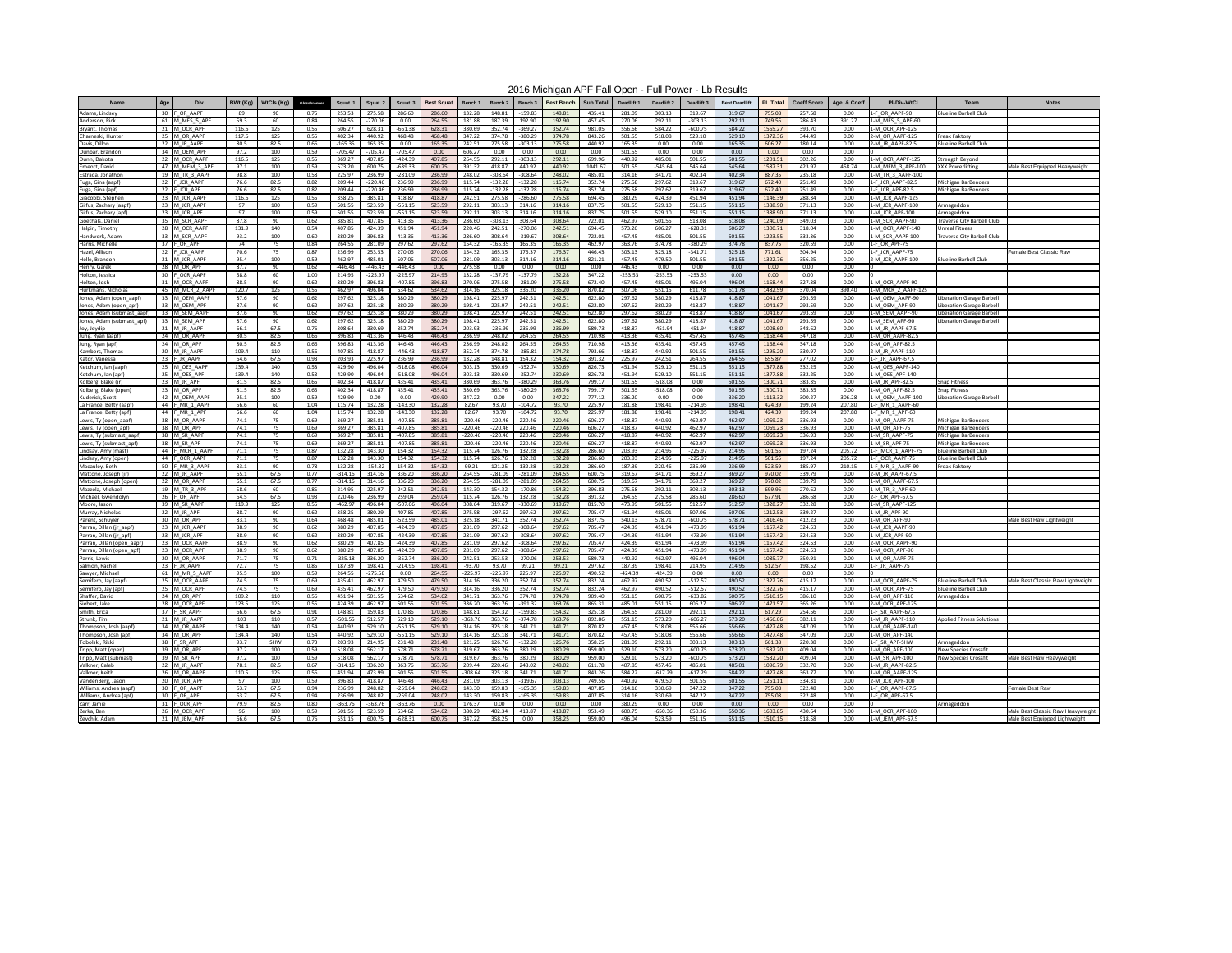# 2016 Michigan APF Fall Open - Full Power - Lb Results

| Name | Age | Div | BWt (Kg) | WtCls (Kg) | Glossbrenner | Squat 1 | Squat 2 | Squat 3 | Best Squat | Bench 1 | Bench 2 | Bench 3 | Best Bench | Sub Total | Deadlift 1 | Deadlift 2 | Deadlift 3 | Best Deadlift | PL Total | Coeff Score | Age & Coeff | Pl-Div-WtCl | Team | Notes |
|---|---|---|---|---|---|---|---|---|---|---|---|---|---|---|---|---|---|---|---|---|---|---|---|---|
| Adams, Lindsey | 30 | F_OR_AAPF | 89 | 90 | 0.75 | 253.53 | 275.58 | 286.60 | 286.60 | 132.28 | 148.81 | -159.83 | 148.81 | 435.41 | 281.09 | 303.13 | 319.67 | 319.67 | 755.08 | 257.58 | 0.00 | 1-F_OR_AAPF-90 | Blueline Barbell Club | |
| Anderson, Rick | 61 | M_MES_5_APF | 59.3 | 60 | 0.84 | 264.55 | -270.06 | 0.00 | 264.55 | 181.88 | 187.39 | 192.90 | 192.90 | 457.45 | 270.06 | 292.11 | -303.13 | 292.11 | 749.56 | 286.43 | 391.27 | 1-M_MES_5_APF-60 | | |
| Bryant, Thomas | 21 | M_OCR_APF | 116.6 | 125 | 0.55 | 606.27 | 628.31 | -661.38 | 628.31 | 330.69 | 352.74 | -369.27 | 352.74 | 981.05 | 556.66 | 584.22 | -600.75 | 584.22 | 1565.27 | 393.70 | 0.00 | 1-M_OCR_APF-125 | | |
| Charneski, Hunter | 25 | M_OR_AAPF | 117.6 | 125 | 0.55 | 402.34 | 440.92 | 468.48 | 468.48 | 347.22 | 374.78 | -380.29 | 374.78 | 843.26 | 501.55 | 518.08 | 529.10 | 529.10 | 1372.36 | 344.49 | 0.00 | 2-M_OR_AAPF-125 | Freak Faktory | |
| Davis, Dillon | 22 | M_JR_AAPF | 80.5 | 82.5 | 0.66 | -165.35 | 165.35 | 0.00 | 165.35 | 242.51 | 275.58 | -303.13 | 275.58 | 440.92 | 165.35 | 0.00 | 0.00 | 165.35 | 606.27 | 180.14 | 0.00 | 2-M_JR_AAPF-82.5 | Blueline Barbell Club | |
| Dunbar, Brandon | 34 | M_OEM_APF | 97.2 | 100 | 0.59 | -705.47 | -705.47 | -705.47 | 0.00 | 606.27 | 0.00 | 0.00 | 0.00 | 0.00 | 501.55 | 0.00 | 0.00 | 0.00 | 0.00 | 0.00 | 0.00 | 0 | | |
| Dunn, Dakota | 22 | M_OCR_AAPF | 116.5 | 125 | 0.55 | 369.27 | 407.85 | -424.39 | 407.85 | 264.55 | 292.11 | -303.13 | 292.11 | 699.96 | 440.92 | 485.01 | 501.55 | 501.55 | 1201.51 | 302.26 | 0.00 | 1-M_OCR_AAPF-125 | Strength Beyond | |
| Emeott, David | 47 | M_MEM_3_APF | 97.1 | 100 | 0.59 | 573.20 | 600.75 | -639.33 | 600.75 | 391.32 | 418.87 | 440.92 | 440.92 | 1041.67 | 501.55 | -545.64 | 545.64 | 545.64 | 1587.31 | 423.97 | 458.74 | 1-M_MEM_3_APF-100 | XXX Powerlifting | Male Best Equipped Heavyweight |
| Estrada, Jonathon | 19 | M_TR_3_AAPF | 98.8 | 100 | 0.58 | 225.97 | 236.99 | -281.09 | 236.99 | 248.02 | -308.64 | -308.64 | 248.02 | 485.01 | 314.16 | 341.71 | 402.34 | 402.34 | 887.35 | 235.18 | 0.00 | 1-M_TR_3_AAPF-100 | | |
| Fuga, Gina (aapf) | 22 | F_JCR_AAPF | 76.6 | 82.5 | 0.82 | 209.44 | -220.46 | 236.99 | 236.99 | 115.74 | -132.28 | -132.28 | 115.74 | 352.74 | 275.58 | 297.62 | 319.67 | 319.67 | 672.40 | 251.49 | 0.00 | 1-F_JCR_AAPF-82.5 | Michigan BarBenders | |
| Fuga, Gina (apf) | 22 | F_JCR_APF | 76.6 | 82.5 | 0.82 | 209.44 | -220.46 | 236.99 | 236.99 | 115.74 | -132.28 | -132.28 | 115.74 | 352.74 | 275.58 | 297.62 | 319.67 | 319.67 | 672.40 | 251.49 | 0.00 | 1-F_JCR_APF-82.5 | Michigan BarBenders | |
| Giacobbi, Stephen | 23 | M_JCR_AAPF | 116.6 | 125 | 0.55 | 358.25 | 385.81 | 418.87 | 418.87 | 242.51 | 275.58 | -286.60 | 275.58 | 694.45 | 380.29 | 424.39 | 451.94 | 451.94 | 1146.39 | 288.34 | 0.00 | 1-M_JCR_AAPF-125 | | |
| Giffus, Zachary (aapf) | 23 | M_JCR_AAPF | 97 | 100 | 0.59 | 501.55 | 523.59 | -551.15 | 523.59 | 292.11 | 303.13 | 314.16 | 314.16 | 837.75 | 501.55 | 529.10 | 551.15 | 551.15 | 1388.90 | 371.13 | 0.00 | 1-M_JCR_AAPF-100 | Armageddon | |
| Giffus, Zachary (apf) | 23 | M_JCR_APF | 97 | 100 | 0.59 | 501.55 | 523.59 | -551.15 | 523.59 | 292.11 | 303.13 | 314.16 | 314.16 | 837.75 | 501.55 | 529.10 | 551.15 | 551.15 | 1388.90 | 371.13 | 0.00 | 1-M_JCR_APF-100 | Armageddon | |
| Goethals, Daniel | 35 | M_SCR_AAPF | 87.8 | 90 | 0.62 | 385.81 | 407.85 | 413.36 | 413.36 | 286.60 | -303.13 | 308.64 | 308.64 | 722.01 | 462.97 | 501.55 | 518.08 | 518.08 | 1240.09 | 349.03 | 0.00 | 1-M_SCR_AAPF-90 | Traverse City Barbell Club | |
| Halpin, Timothy | 28 | M_OCR_AAPF | 131.9 | 140 | 0.54 | 407.85 | 424.39 | 451.94 | 451.94 | 220.46 | 242.51 | -270.06 | 242.51 | 694.45 | 573.20 | 606.27 | -628.31 | 606.27 | 1300.71 | 318.04 | 0.00 | 1-M_OCR_AAPF-140 | Unreal Fitness | |
| Handwerk, Adam | 33 | M_SCR_AAPF | 93.2 | 100 | 0.60 | 380.29 | 396.83 | 413.36 | 413.36 | 286.60 | 308.64 | -319.67 | 308.64 | 722.01 | 457.45 | 485.01 | 501.55 | 501.55 | 1223.55 | 333.36 | 0.00 | 1-M_SCR_AAPF-100 | Traverse City Barbell Club | |
| Harris, Michelle | 37 | F_OR_APF | 74 | 75 | 0.84 | 264.55 | 281.09 | 297.62 | 297.62 | 154.32 | -165.35 | 165.35 | 165.35 | 462.97 | 363.76 | 374.78 | -380.29 | 374.78 | 837.75 | 320.59 | 0.00 | 1-F_OR_APF-75 | | |
| Hazel, Allison | 22 | F_JCR_AAPF | 70.6 | 75 | 0.87 | 236.99 | 253.53 | 270.06 | 270.06 | 154.32 | 165.35 | 176.37 | 176.37 | 446.43 | 303.13 | 325.18 | -341.71 | 325.18 | 771.61 | 304.94 | 0.00 | 1-F_JCR_AAPF-75 | | Female Best Classic Raw |
| Helle, Brandon | 21 | M_JCR_AAPF | 95.4 | 100 | 0.59 | 462.97 | 485.01 | 507.06 | 507.06 | 281.09 | 303.13 | 314.16 | 314.16 | 821.21 | 457.45 | 479.50 | 501.55 | 501.55 | 1322.76 | 356.25 | 0.00 | 2-M_JCR_AAPF-100 | Blueline Barbell Club | |
| Henry, Garek | 28 | M_OR_APF | 87.7 | 90 | 0.62 | -446.43 | -446.43 | -446.43 | 0.00 | 275.58 | 0.00 | 0.00 | 0.00 | 0.00 | 446.43 | 0.00 | 0.00 | 0.00 | 0.00 | 0.00 | 0.00 | 0 | | |
| Holton, Jessica | 30 | F_OCR_AAPF | 58.8 | 60 | 1.00 | 214.95 | -225.97 | -225.97 | 214.95 | 132.28 | -137.79 | -137.79 | 132.28 | 347.22 | -253.53 | -253.53 | -253.53 | 0.00 | 0.00 | 0.00 | 0.00 | 0 | | |
| Holton, Josh | 31 | M_OCR_AAPF | 88.5 | 90 | 0.62 | 380.29 | 396.83 | -407.85 | 396.83 | 270.06 | 275.58 | -281.09 | 275.58 | 672.40 | 457.45 | 485.01 | 496.04 | 496.04 | 1168.44 | 327.38 | 0.00 | 1-M_OCR_AAPF-90 | | |
| Hurkmans, Nicholas | 45 | M_MCR_2_AAPF | 120.7 | 125 | 0.55 | 462.97 | 496.04 | 534.62 | 534.62 | 314.16 | 325.18 | 336.20 | 336.20 | 870.82 | 507.06 | 551.15 | 611.78 | 611.78 | 1482.59 | 370.04 | 390.40 | 1-M_MCR_2_AAPF-125 | | |
| Jones, Adam (open_aapf) | 33 | M_OEM_AAPF | 87.6 | 90 | 0.62 | 297.62 | 325.18 | 380.29 | 380.29 | 198.41 | 225.97 | 242.51 | 242.51 | 622.80 | 297.62 | 380.29 | 418.87 | 418.87 | 1041.67 | 293.59 | 0.00 | 1-M_OEM_AAPF-90 | Liberation Garage Barbell | |
| Jones, Adam (open_apf) | 33 | M_OEM_APF | 87.6 | 90 | 0.62 | 297.62 | 325.18 | 380.29 | 380.29 | 198.41 | 225.97 | 242.51 | 242.51 | 622.80 | 297.62 | 380.29 | 418.87 | 418.87 | 1041.67 | 293.59 | 0.00 | 1-M_OEM_APF-90 | Liberation Garage Barbell | |
| Jones, Adam (submast_aapf) | 33 | M_SEM_AAPF | 87.6 | 90 | 0.62 | 297.62 | 325.18 | 380.29 | 380.29 | 198.41 | 225.97 | 242.51 | 242.51 | 622.80 | 297.62 | 380.29 | 418.87 | 418.87 | 1041.67 | 293.59 | 0.00 | 1-M_SEM_AAPF-90 | Liberation Garage Barbell | |
| Jones, Adam (submast_apf) | 33 | M_SEM_APF | 87.6 | 90 | 0.62 | 297.62 | 325.18 | 380.29 | 380.29 | 198.41 | 225.97 | 242.51 | 242.51 | 622.80 | 297.62 | 380.29 | 418.87 | 418.87 | 1041.67 | 293.59 | 0.00 | 1-M_SEM_APF-90 | Liberation Garage Barbell | |
| Joy, Joydip | 21 | M_JR_AAPF | 66.1 | 67.5 | 0.76 | 308.64 | 330.69 | 352.74 | 352.74 | 203.93 | -236.99 | 236.99 | 236.99 | 589.73 | 418.87 | -451.94 | -451.94 | 418.87 | 1008.60 | 348.62 | 0.00 | 1-M_JR_AAPF-67.5 | | |
| Jung, Ryan (aapf) | 24 | M_OR_AAPF | 80.5 | 82.5 | 0.66 | 396.83 | 413.36 | 446.43 | 446.43 | 236.99 | 248.02 | 264.55 | 264.55 | 710.98 | 413.36 | 435.41 | 457.45 | 457.45 | 1168.44 | 347.18 | 0.00 | 1-M_OR_AAPF-82.5 | | |
| Jung, Ryan (apf) | 24 | M_OR_APF | 80.5 | 82.5 | 0.66 | 396.83 | 413.36 | 446.43 | 446.43 | 236.99 | 248.02 | 264.55 | 264.55 | 710.98 | 413.36 | 435.41 | 457.45 | 457.45 | 1168.44 | 347.18 | 0.00 | 2-M_OR_APF-82.5 | | |
| Kambers, Thomas | 20 | M_JR_AAPF | 109.4 | 110 | 0.56 | 407.85 | 418.87 | -446.43 | 418.87 | 352.74 | 374.78 | -385.81 | 374.78 | 793.66 | 418.87 | 440.92 | 501.55 | 501.55 | 1295.20 | 330.97 | 0.00 | 2-M_JR_AAPF-110 | | |
| Ketchen, Vanessa | 23 | F_JR_AAPF | 64.6 | 67.5 | 0.93 | 203.93 | 225.97 | 236.99 | 236.99 | 132.28 | 148.81 | 154.32 | 154.32 | 391.32 | 225.97 | 242.51 | 264.55 | 264.55 | 655.87 | 277.02 | 0.00 | 1-F_JR_AAPF-67.5 | | |
| Ketchum, Ian (aapf) | 25 | M_OES_AAPF | 139.4 | 140 | 0.53 | 429.90 | 496.04 | -518.08 | 496.04 | 303.13 | 330.69 | -352.74 | 330.69 | 826.73 | 451.94 | 529.10 | 551.15 | 551.15 | 1377.88 | 332.25 | 0.00 | 1-M_OES_AAPF-140 | | |
| Ketchum, Ian (apf) | 25 | M_OES_APF | 139.4 | 140 | 0.53 | 429.90 | 496.04 | -518.08 | 496.04 | 303.13 | 330.69 | -352.74 | 330.69 | 826.73 | 451.94 | 529.10 | 551.15 | 551.15 | 1377.88 | 332.25 | 0.00 | 1-M_OES_APF-140 | | |
| Kolberg, Blake (jr) | 23 | M_JR_APF | 81.5 | 82.5 | 0.65 | 402.34 | 418.87 | 435.41 | 435.41 | 330.69 | 363.76 | -380.29 | 363.76 | 799.17 | 501.55 | -518.08 | 0.00 | 501.55 | 1300.71 | 383.35 | 0.00 | 1-M_JR_APF-82.5 | Snap Fitness | |
| Kolberg, Blake (open) | 23 | M_OR_APF | 81.5 | 82.5 | 0.65 | 402.34 | 418.87 | 435.41 | 435.41 | 330.69 | 363.76 | -380.29 | 363.76 | 799.17 | 501.55 | -518.08 | 0.00 | 501.55 | 1300.71 | 383.35 | 0.00 | 1-M_OR_APF-82.5 | Snap Fitness | |
| Kuderick, Scott | 42 | M_OEM_AAPF | 95.1 | 100 | 0.59 | 429.90 | 0.00 | 0.00 | 429.90 | 347.22 | 0.00 | 0.00 | 347.22 | 777.12 | 336.20 | 0.00 | 0.00 | 336.20 | 1113.32 | 300.27 | 306.28 | 1-M_OEM_AAPF-100 | Liberation Garage Barbell | |
| La France, Betty (aapf) | 44 | F_MR_1_AAPF | 56.6 | 60 | 1.04 | 115.74 | 132.28 | -143.30 | 132.28 | 82.67 | 93.70 | -104.72 | 93.70 | 225.97 | 181.88 | 198.41 | -214.95 | 198.41 | 424.39 | 199.24 | 207.80 | 1-F_MR_1_AAPF-60 | | |
| La France, Betty (apf) | 44 | F_MR_1_APF | 56.6 | 60 | 1.04 | 115.74 | 132.28 | -143.30 | 132.28 | 82.67 | 93.70 | -104.72 | 93.70 | 225.97 | 181.88 | 198.41 | -214.95 | 198.41 | 424.39 | 199.24 | 207.80 | 1-F_MR_1_APF-60 | | |
| Lewis, Ty (open_aapf) | 38 | M_OR_AAPF | 74.1 | 75 | 0.69 | 369.27 | 385.81 | -407.85 | 385.81 | -220.46 | -220.46 | 220.46 | 220.46 | 606.27 | 418.87 | 440.92 | 462.97 | 462.97 | 1069.23 | 336.93 | 0.00 | 2-M_OR_AAPF-75 | Michigan BarBenders | |
| Lewis, Ty (open_apf) | 38 | M_OR_APF | 74.1 | 75 | 0.69 | 369.27 | 385.81 | -407.85 | 385.81 | -220.46 | -220.46 | 220.46 | 220.46 | 606.27 | 418.87 | 440.92 | 462.97 | 462.97 | 1069.23 | 336.93 | 0.00 | 1-M_OR_APF-75 | Michigan BarBenders | |
| Lewis, Ty (submast_aapf) | 38 | M_SR_AAPF | 74.1 | 75 | 0.69 | 369.27 | 385.81 | -407.85 | 385.81 | -220.46 | -220.46 | 220.46 | 220.46 | 606.27 | 418.87 | 440.92 | 462.97 | 462.97 | 1069.23 | 336.93 | 0.00 | 1-M_SR_AAPF-75 | Michigan BarBenders | |
| Lewis, Ty (submast_apf) | 38 | M_SR_APF | 74.1 | 75 | 0.69 | 369.27 | 385.81 | -407.85 | 385.81 | -220.46 | -220.46 | 220.46 | 220.46 | 606.27 | 418.87 | 440.92 | 462.97 | 462.97 | 1069.23 | 336.93 | 0.00 | 1-M_SR_APF-75 | Michigan BarBenders | |
| Lindsay, Amy (mast) | 44 | F_MCR_1_AAPF | 71.1 | 75 | 0.87 | 132.28 | 143.30 | 154.32 | 154.32 | 115.74 | 126.76 | 132.28 | 132.28 | 286.60 | 203.93 | 214.95 | -225.97 | 214.95 | 501.55 | 197.24 | 205.72 | 1-F_MCR_1_AAPF-75 | Blueline Barbell Club | |
| Lindsay, Amy (open) | 44 | F_OCR_AAPF | 71.1 | 75 | 0.87 | 132.28 | 143.30 | 154.32 | 154.32 | 115.74 | 126.76 | 132.28 | 132.28 | 286.60 | 203.93 | 214.95 | -225.97 | 214.95 | 501.55 | 197.24 | 205.72 | 1-F_OCR_AAPF-75 | Blueline Barbell Club | |
| Macauley, Beth | 50 | F_MR_3_AAPF | 83.1 | 90 | 0.78 | 132.28 | -154.32 | 154.32 | 154.32 | 99.21 | 121.25 | 132.28 | 132.28 | 286.60 | 187.39 | 220.46 | 236.99 | 236.99 | 523.59 | 185.97 | 210.15 | 1-F_MR_3_AAPF-90 | Freak Faktory | |
| Mattone, Joseph (jr) | 22 | M_JR_AAPF | 65.1 | 67.5 | 0.77 | -314.16 | 314.16 | 336.20 | 336.20 | 264.55 | -281.09 | -281.09 | 264.55 | 600.75 | 319.67 | 341.71 | 369.27 | 369.27 | 970.02 | 339.79 | 0.00 | 2-M_JR_AAPF-67.5 | | |
| Mattone, Joseph (open) | 22 | M_OR_AAPF | 65.1 | 67.5 | 0.77 | -314.16 | 314.16 | 336.20 | 336.20 | 264.55 | -281.09 | -281.09 | 264.55 | 600.75 | 319.67 | 341.71 | 369.27 | 369.27 | 970.02 | 339.79 | 0.00 | 1-M_OR_AAPF-67.5 | | |
| Mazzola, Michael | 19 | M_TR_3_APF | 58.6 | 60 | 0.85 | 214.95 | 225.97 | 242.51 | 242.51 | 143.30 | 154.32 | -170.86 | 154.32 | 396.83 | 275.58 | 292.11 | 303.13 | 303.13 | 699.96 | 270.62 | 0.00 | 1-M_TR_3_APF-60 | | |
| Michael, Gwendolyn | 26 | F_OR_APF | 64.5 | 67.5 | 0.93 | 220.46 | 236.99 | 259.04 | 259.04 | 115.74 | 126.76 | 132.28 | 132.28 | 391.32 | 264.55 | 275.58 | 286.60 | 286.60 | 677.91 | 286.68 | 0.00 | 2-F_OR_APF-67.5 | | |
| Moore, Jason | 39 | M_SR_AAPF | 119.9 | 125 | 0.55 | -462.97 | 496.04 | -507.06 | 496.04 | 308.64 | 319.67 | -330.69 | 319.67 | 815.70 | 473.99 | 501.55 | 512.57 | 512.57 | 1328.27 | 332.28 | 0.00 | 1-M_SR_AAPF-125 | | |
| Murray, Nicholas | 22 | M_JR_APF | 88.7 | 90 | 0.62 | 358.25 | 380.29 | 407.85 | 407.85 | 275.58 | -297.62 | 297.62 | 297.62 | 705.47 | 451.94 | 485.01 | 507.06 | 507.06 | 1212.53 | 339.27 | 0.00 | 1-M_JR_APF-90 | | |
| Parent, Schuyler | 30 | M_OR_APF | 83.1 | 90 | 0.64 | 468.48 | 485.01 | -523.59 | 485.01 | 325.18 | 341.71 | 352.74 | 352.74 | 837.75 | 540.13 | 578.71 | -600.75 | 578.71 | 1416.46 | 412.23 | 0.00 | 1-M_OR_APF-90 | | Male Best Raw Lightweight |
| Parran, Dillan (jr_aapf) | 23 | M_JCR_AAPF | 88.9 | 90 | 0.62 | 380.29 | 407.85 | -424.39 | 407.85 | 281.09 | 297.62 | -308.64 | 297.62 | 705.47 | 424.39 | 451.94 | -473.99 | 451.94 | 1157.42 | 324.53 | 0.00 | 1-M_JCR_AAPF-90 | | |
| Parran, Dillan (jr_apf) | 23 | M_JCR_APF | 88.9 | 90 | 0.62 | 380.29 | 407.85 | -424.39 | 407.85 | 281.09 | 297.62 | -308.64 | 297.62 | 705.47 | 424.39 | 451.94 | -473.99 | 451.94 | 1157.42 | 324.53 | 0.00 | 1-M_JCR_APF-90 | | |
| Parran, Dillan (open_aapf) | 23 | M_OCR_AAPF | 88.9 | 90 | 0.62 | 380.29 | 407.85 | -424.39 | 407.85 | 281.09 | 297.62 | -308.64 | 297.62 | 705.47 | 424.39 | 451.94 | -473.99 | 451.94 | 1157.42 | 324.53 | 0.00 | 2-M_OCR_AAPF-90 | | |
| Parran, Dillan (open_apf) | 23 | M_OCR_APF | 88.9 | 90 | 0.62 | 380.29 | 407.85 | -424.39 | 407.85 | 281.09 | 297.62 | -308.64 | 297.62 | 705.47 | 424.39 | 451.94 | -473.99 | 451.94 | 1157.42 | 324.53 | 0.00 | 1-M_OCR_APF-90 | | |
| Parris, Lewis | 20 | M_OR_AAPF | 71.7 | 75 | 0.71 | -325.18 | 336.20 | -352.74 | 336.20 | 242.51 | 253.53 | -270.06 | 253.53 | 589.73 | 440.92 | 462.97 | 496.04 | 496.04 | 1085.77 | 350.91 | 0.00 | 1-M_OR_AAPF-75 | | |
| Salmon, Rachel | 23 | F_JR_AAPF | 72.7 | 75 | 0.85 | 187.39 | 198.41 | -214.95 | 198.41 | -93.70 | 93.70 | 99.21 | 99.21 | 297.62 | 187.39 | 198.41 | 214.95 | 214.95 | 512.57 | 198.52 | 0.00 | 1-F_JR_AAPF-75 | | |
| Sawyer, Michael | 61 | M_MR_5_AAPF | 95.5 | 100 | 0.59 | 264.55 | 275.58 | 0.00 | 264.55 | -225.97 | -225.97 | 225.97 | 225.97 | 490.52 | -424.39 | -424.39 | 0.00 | 0.00 | 0.00 | 0.00 | 0.00 | 0 | | |
| Semifero, Jay (aapf) | 25 | M_OCR_AAPF | 74.5 | 75 | 0.69 | 435.41 | 462.97 | 479.50 | 479.50 | 314.16 | 336.20 | 352.74 | 352.74 | 832.24 | 462.97 | 490.52 | -512.57 | 490.52 | 1322.76 | 415.17 | 0.00 | 1-M_OCR_AAPF-75 | Blueline Barbell Club | Male Best Classic Raw Lightweight |
| Semifero, Jay (apf) | 25 | M_OCR_APF | 74.5 | 75 | 0.69 | 435.41 | 462.97 | 479.50 | 479.50 | 314.16 | 336.20 | 352.74 | 352.74 | 832.24 | 462.97 | 490.52 | -512.57 | 490.52 | 1322.76 | 415.17 | 0.00 | 1-M_OCR_APF-75 | Blueline Barbell Club | |
| Shaffer, David | 24 | M_OR_APF | 109.2 | 110 | 0.56 | 451.94 | 501.55 | 534.62 | 534.62 | 341.71 | 363.76 | 374.78 | 374.78 | 909.40 | 551.15 | 600.75 | -633.82 | 600.75 | 1510.15 | 386.10 | 0.00 | 1-M_OR_APF-110 | Armageddon | |
| Siebert, Jake | 28 | M_OCR_APF | 123.5 | 125 | 0.55 | 424.39 | 462.97 | 501.55 | 501.55 | 330.69 | 363.76 | -391.32 | 363.76 | 865.31 | 485.01 | 551.15 | 606.27 | 606.27 | 1471.57 | 365.26 | 0.00 | 2-M_OCR_APF-125 | | |
| Smith, Erica | 37 | F_SR_AAPF | 66.6 | 67.5 | 0.91 | 148.81 | 159.83 | 170.86 | 170.86 | 148.81 | 154.32 | -159.83 | 154.32 | 325.18 | 264.55 | 281.09 | 292.11 | 292.11 | 617.29 | 254.56 | 0.00 | 1-F_SR_AAPF-67.5 | | |
| Strunk, Tim | 21 | M_JR_AAPF | 103 | 110 | 0.57 | -501.55 | 512.57 | 529.10 | 529.10 | 325.18 | 363.76 | -374.78 | 363.76 | 892.86 | 551.15 | 573.20 | -606.27 | 573.20 | 1466.08 | 382.11 | 0.00 | 1-M_JR_AAPF-110 | Applied Fitness Solutions | |
| Thompson, Josh (aapf) | 34 | M_OR_AAPF | 134.4 | 140 | 0.54 | 440.92 | 529.10 | -551.15 | 529.10 | 314.16 | 325.18 | 341.71 | 341.71 | 870.82 | 457.45 | 518.08 | 556.66 | 556.66 | 1427.48 | 347.09 | 0.00 | 1-M_OR_AAPF-140 | | |
| Thompson, Josh (apf) | 34 | M_OR_APF | 134.4 | 140 | 0.54 | 440.92 | 529.10 | -551.15 | 529.10 | 314.16 | 325.18 | 341.71 | 341.71 | 870.82 | 457.45 | 518.08 | 556.66 | 556.66 | 1427.48 | 347.09 | 0.00 | 1-M_OR_APF-140 | | |
| Tobolski, Rikki | 38 | F_SR_APF | 93.7 | SHW | 0.73 | 203.93 | 214.95 | 231.48 | 231.48 | 121.25 | 126.76 | -132.28 | 126.76 | 358.25 | 281.09 | 292.11 | 303.13 | 303.13 | 661.38 | 220.38 | 0.00 | 1-F_SR_APF-SHW | Armageddon | |
| Tripp, Matt (open) | 39 | M_OR_APF | 97.2 | 100 | 0.59 | 518.08 | 562.17 | 578.71 | 578.71 | 319.67 | 363.76 | 380.29 | 380.29 | 959.00 | 529.10 | 573.20 | -600.75 | 573.20 | 1532.20 | 409.04 | 0.00 | 1-M_OR_APF-100 | New Species Crossfit | |
| Tripp, Matt (submast) | 39 | M_SR_APF | 97.2 | 100 | 0.59 | 518.08 | 562.17 | 578.71 | 578.71 | 319.67 | 363.76 | 380.29 | 380.29 | 959.00 | 529.10 | 573.20 | -600.75 | 573.20 | 1532.20 | 409.04 | 0.00 | 1-M_SR_APF-100 | New Species Crossfit | Male Best Raw Heavyweight |
| Valkner, Caleb | 22 | M_JR_AAPF | 78.1 | 82.5 | 0.67 | -314.16 | 336.20 | 363.76 | 363.76 | 209.44 | 220.46 | 248.02 | 248.02 | 611.78 | 407.85 | 457.45 | 485.01 | 485.01 | 1096.79 | 332.70 | 0.00 | 1-M_JR_AAPF-82.5 | | |
| Valkner, Keith | 26 | M_OR_AAPF | 110.5 | 125 | 0.56 | 451.94 | 473.99 | 501.55 | 501.55 | -308.64 | 325.18 | 341.71 | 341.71 | 843.26 | 584.22 | -617.29 | -617.29 | 584.22 | 1427.48 | 363.77 | 0.00 | 1-M_OR_AAPF-125 | | |
| VandenBerg, Jason | 20 | M_JCR_APF | 97 | 100 | 0.59 | 396.83 | 418.87 | 446.43 | 446.43 | 281.09 | 303.13 | -319.67 | 303.13 | 749.56 | 440.92 | 479.50 | 501.55 | 501.55 | 1251.11 | 334.31 | 0.00 | 2-M_JCR_APF-100 | | |
| Williams, Andrea (aapf) | 30 | F_OR_AAPF | 63.7 | 67.5 | 0.94 | 236.99 | 248.02 | -259.04 | 248.02 | 143.30 | 159.83 | -165.35 | 159.83 | 407.85 | 314.16 | 330.69 | 347.22 | 347.22 | 755.08 | 322.48 | 0.00 | 1-F_OR_AAPF-67.5 | | Female Best Raw |
| Williams, Andrea (apf) | 30 | F_OR_APF | 63.7 | 67.5 | 0.94 | 236.99 | 248.02 | -259.04 | 248.02 | 143.30 | 159.83 | -165.35 | 159.83 | 407.85 | 314.16 | 330.69 | 347.22 | 347.22 | 755.08 | 322.48 | 0.00 | 1-F_OR_APF-67.5 | | |
| Zarr, Jamie | 31 | F_OCR_APF | 79.9 | 82.5 | 0.80 | -363.76 | -363.76 | -363.76 | 0.00 | 176.37 | 0.00 | 0.00 | 0.00 | 0.00 | 380.29 | 0.00 | 0.00 | 0.00 | 0.00 | 0.00 | 0.00 | 0 | Armageddon | |
| Zerka, Ben | 26 | M_OCR_APF | 96 | 100 | 0.59 | 501.55 | 523.59 | 534.62 | 534.62 | 380.29 | 402.34 | 418.87 | 418.87 | 953.49 | 600.75 | -650.36 | 650.36 | 650.36 | 1603.85 | 430.64 | 0.00 | 1-M_OCR_APF-100 | | Male Best Classic Raw Heavyweight |
| Zevchik, Adam | 21 | M_JEM_APF | 66.6 | 67.5 | 0.76 | 551.15 | 600.75 | -628.31 | 600.75 | 347.22 | 358.25 | 0.00 | 358.25 | 959.00 | 496.04 | 523.59 | 551.15 | 551.15 | 1510.15 | 518.58 | 0.00 | 1-M_JEM_APF-67.5 | | Male Best Equipped Lightweight |